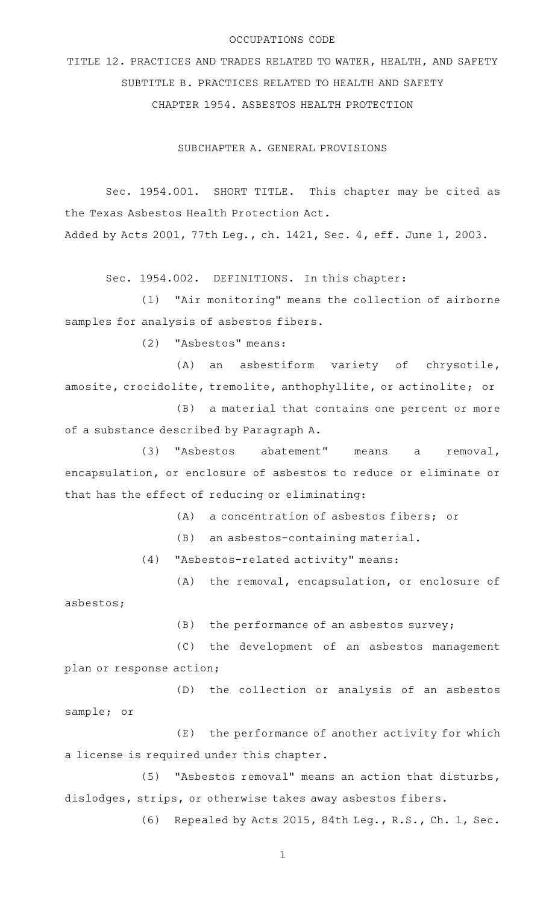OCCUPATIONS CODE

TITLE 12. PRACTICES AND TRADES RELATED TO WATER, HEALTH, AND SAFETY

SUBTITLE B. PRACTICES RELATED TO HEALTH AND SAFETY

CHAPTER 1954. ASBESTOS HEALTH PROTECTION

SUBCHAPTER A. GENERAL PROVISIONS

Sec. 1954.001. SHORT TITLE. This chapter may be cited as the Texas Asbestos Health Protection Act.

Added by Acts 2001, 77th Leg., ch. 1421, Sec. 4, eff. June 1, 2003.

Sec. 1954.002. DEFINITIONS. In this chapter:

(1) "Air monitoring" means the collection of airborne samples for analysis of asbestos fibers.

(2) "Asbestos" means:

(A) an asbestiform variety of chrysotile, amosite, crocidolite, tremolite, anthophyllite, or actinolite; or

(B) a material that contains one percent or more of a substance described by Paragraph A.

(3) "Asbestos abatement" means a removal, encapsulation, or enclosure of asbestos to reduce or eliminate or that has the effect of reducing or eliminating:

(A) a concentration of asbestos fibers; or

(B) an asbestos-containing material.

(4) "Asbestos-related activity" means:

(A) the removal, encapsulation, or enclosure of asbestos;

(B) the performance of an asbestos survey;

(C) the development of an asbestos management plan or response action;

(D) the collection or analysis of an asbestos sample; or

(E) the performance of another activity for which a license is required under this chapter.

(5) "Asbestos removal" means an action that disturbs, dislodges, strips, or otherwise takes away asbestos fibers.

(6) Repealed by Acts 2015, 84th Leg., R.S., Ch. 1, Sec.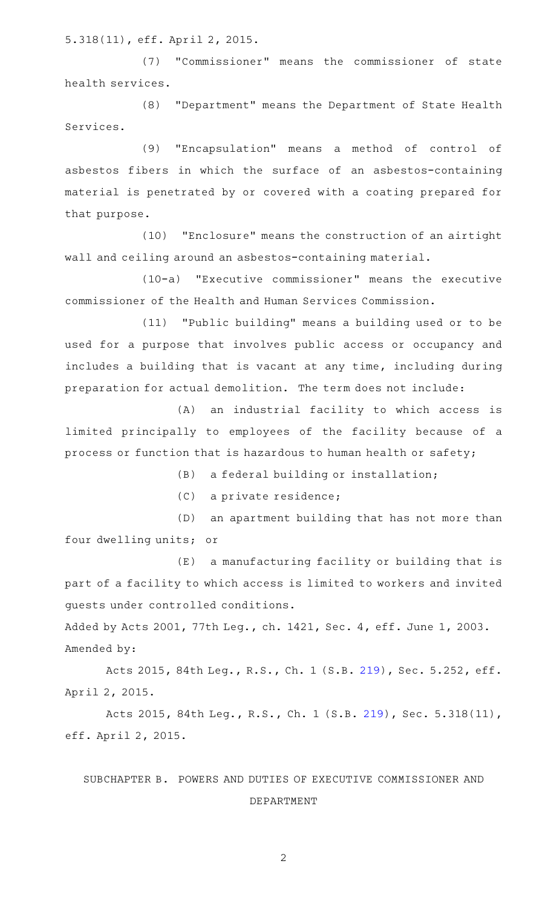5.318(11), eff. April 2, 2015.

(7) "Commissioner" means the commissioner of state health services.

(8) "Department" means the Department of State Health Services.

(9) "Encapsulation" means a method of control of asbestos fibers in which the surface of an asbestos-containing material is penetrated by or covered with a coating prepared for that purpose.

(10) "Enclosure" means the construction of an airtight wall and ceiling around an asbestos-containing material.

(10-a) "Executive commissioner" means the executive commissioner of the Health and Human Services Commission.

(11) "Public building" means a building used or to be used for a purpose that involves public access or occupancy and includes a building that is vacant at any time, including during preparation for actual demolition. The term does not include:

(A) an industrial facility to which access is limited principally to employees of the facility because of a process or function that is hazardous to human health or safety;

(B) a federal building or installation;

(C) a private residence;

(D) an apartment building that has not more than four dwelling units; or

(E) a manufacturing facility or building that is part of a facility to which access is limited to workers and invited guests under controlled conditions.

Added by Acts 2001, 77th Leg., ch. 1421, Sec. 4, eff. June 1, 2003.
Amended by:

Acts 2015, 84th Leg., R.S., Ch. 1 (S.B. 219), Sec. 5.252, eff. April 2, 2015.

Acts 2015, 84th Leg., R.S., Ch. 1 (S.B. 219), Sec. 5.318(11), eff. April 2, 2015.

## SUBCHAPTER B. POWERS AND DUTIES OF EXECUTIVE COMMISSIONER AND DEPARTMENT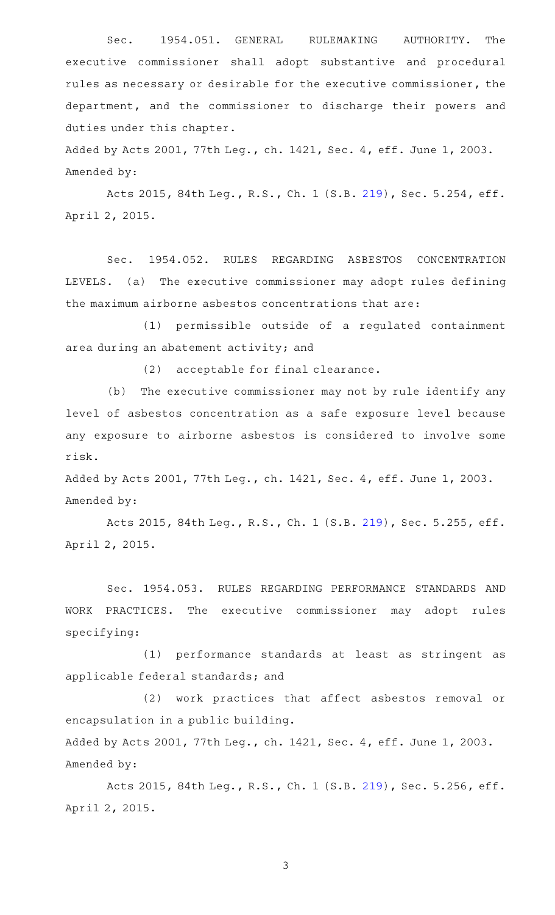Sec. 1954.051. GENERAL RULEMAKING AUTHORITY. The executive commissioner shall adopt substantive and procedural rules as necessary or desirable for the executive commissioner, the department, and the commissioner to discharge their powers and duties under this chapter.

Added by Acts 2001, 77th Leg., ch. 1421, Sec. 4, eff. June 1, 2003.
Amended by:

Acts 2015, 84th Leg., R.S., Ch. 1 (S.B. 219), Sec. 5.254, eff. April 2, 2015.

Sec. 1954.052. RULES REGARDING ASBESTOS CONCENTRATION LEVELS. (a) The executive commissioner may adopt rules defining the maximum airborne asbestos concentrations that are:

(1) permissible outside of a regulated containment area during an abatement activity; and

(2) acceptable for final clearance.

(b) The executive commissioner may not by rule identify any level of asbestos concentration as a safe exposure level because any exposure to airborne asbestos is considered to involve some risk.

Added by Acts 2001, 77th Leg., ch. 1421, Sec. 4, eff. June 1, 2003.
Amended by:

Acts 2015, 84th Leg., R.S., Ch. 1 (S.B. 219), Sec. 5.255, eff. April 2, 2015.

Sec. 1954.053. RULES REGARDING PERFORMANCE STANDARDS AND WORK PRACTICES. The executive commissioner may adopt rules specifying:

(1) performance standards at least as stringent as applicable federal standards; and

(2) work practices that affect asbestos removal or encapsulation in a public building.

Added by Acts 2001, 77th Leg., ch. 1421, Sec. 4, eff. June 1, 2003.
Amended by:

Acts 2015, 84th Leg., R.S., Ch. 1 (S.B. 219), Sec. 5.256, eff. April 2, 2015.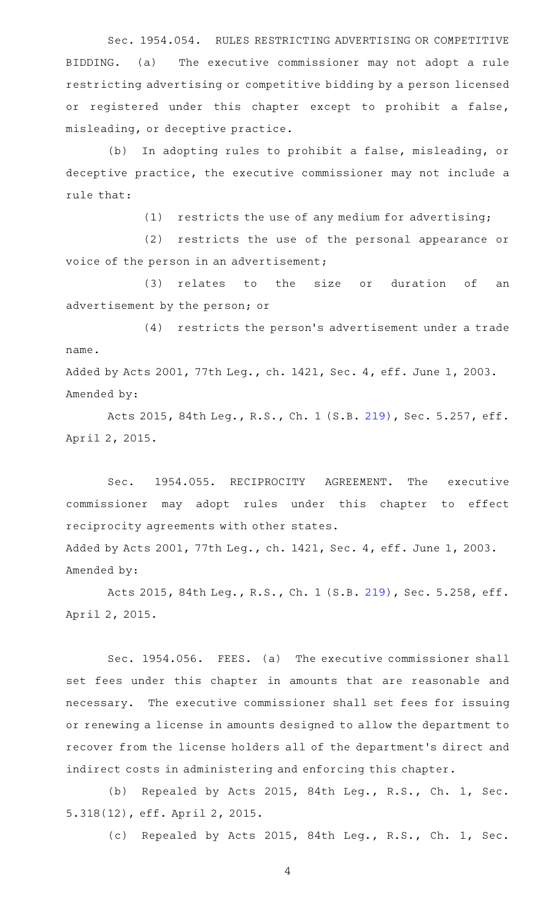Sec. 1954.054. RULES RESTRICTING ADVERTISING OR COMPETITIVE BIDDING. (a) The executive commissioner may not adopt a rule restricting advertising or competitive bidding by a person licensed or registered under this chapter except to prohibit a false, misleading, or deceptive practice.

(b) In adopting rules to prohibit a false, misleading, or deceptive practice, the executive commissioner may not include a rule that:

(1) restricts the use of any medium for advertising;

(2) restricts the use of the personal appearance or voice of the person in an advertisement;

(3) relates to the size or duration of an advertisement by the person; or

(4) restricts the person's advertisement under a trade name.

Added by Acts 2001, 77th Leg., ch. 1421, Sec. 4, eff. June 1, 2003.
Amended by:

Acts 2015, 84th Leg., R.S., Ch. 1 (S.B. 219), Sec. 5.257, eff. April 2, 2015.

Sec. 1954.055. RECIPROCITY AGREEMENT. The executive commissioner may adopt rules under this chapter to effect reciprocity agreements with other states.

Added by Acts 2001, 77th Leg., ch. 1421, Sec. 4, eff. June 1, 2003.
Amended by:

Acts 2015, 84th Leg., R.S., Ch. 1 (S.B. 219), Sec. 5.258, eff. April 2, 2015.

Sec. 1954.056. FEES. (a) The executive commissioner shall set fees under this chapter in amounts that are reasonable and necessary. The executive commissioner shall set fees for issuing or renewing a license in amounts designed to allow the department to recover from the license holders all of the department's direct and indirect costs in administering and enforcing this chapter.

(b) Repealed by Acts 2015, 84th Leg., R.S., Ch. 1, Sec. 5.318(12), eff. April 2, 2015.

(c) Repealed by Acts 2015, 84th Leg., R.S., Ch. 1, Sec.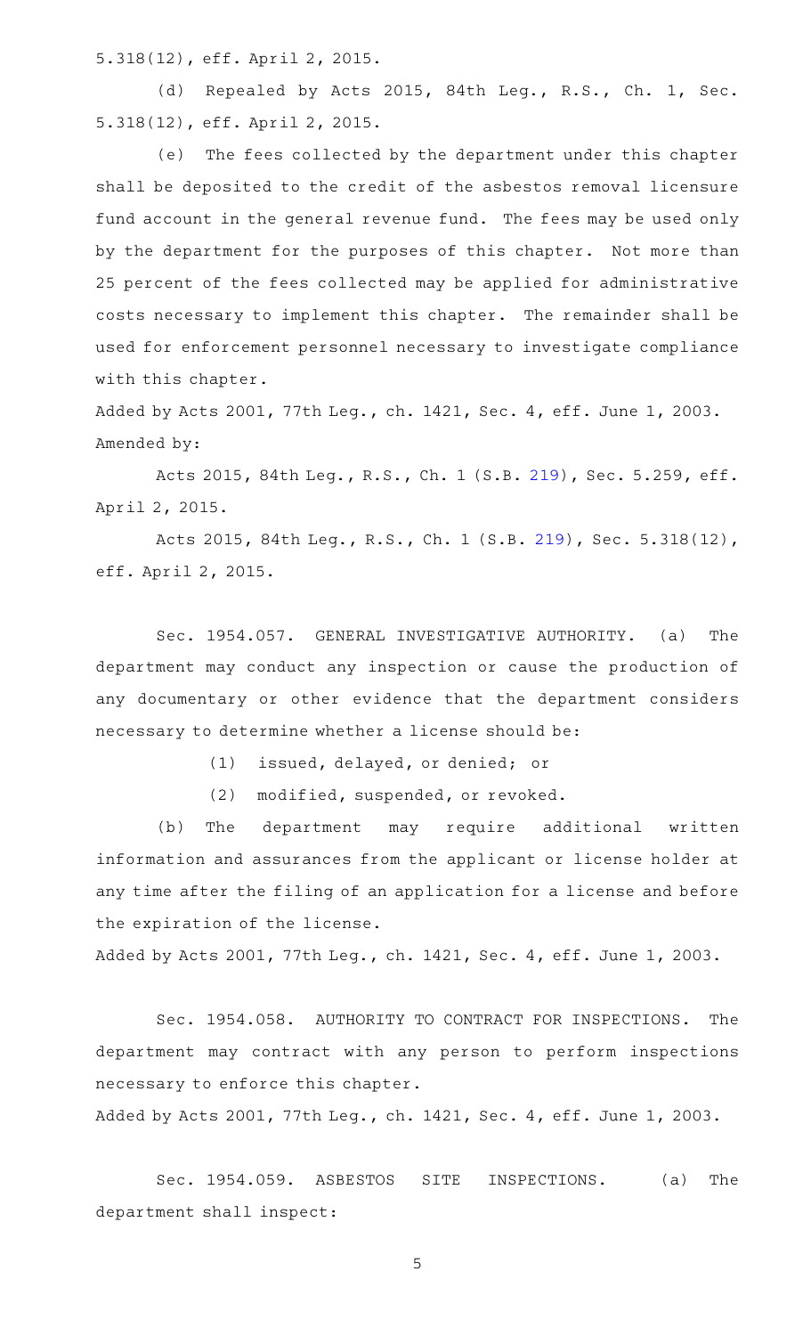5.318(12), eff. April 2, 2015.

(d) Repealed by Acts 2015, 84th Leg., R.S., Ch. 1, Sec. 5.318(12), eff. April 2, 2015.

(e) The fees collected by the department under this chapter shall be deposited to the credit of the asbestos removal licensure fund account in the general revenue fund. The fees may be used only by the department for the purposes of this chapter. Not more than 25 percent of the fees collected may be applied for administrative costs necessary to implement this chapter. The remainder shall be used for enforcement personnel necessary to investigate compliance with this chapter.

Added by Acts 2001, 77th Leg., ch. 1421, Sec. 4, eff. June 1, 2003.
Amended by:

Acts 2015, 84th Leg., R.S., Ch. 1 (S.B. 219), Sec. 5.259, eff. April 2, 2015.

Acts 2015, 84th Leg., R.S., Ch. 1 (S.B. 219), Sec. 5.318(12), eff. April 2, 2015.

Sec. 1954.057. GENERAL INVESTIGATIVE AUTHORITY. (a) The department may conduct any inspection or cause the production of any documentary or other evidence that the department considers necessary to determine whether a license should be:

(1) issued, delayed, or denied; or

(2) modified, suspended, or revoked.

(b) The department may require additional written information and assurances from the applicant or license holder at any time after the filing of an application for a license and before the expiration of the license.

Added by Acts 2001, 77th Leg., ch. 1421, Sec. 4, eff. June 1, 2003.

Sec. 1954.058. AUTHORITY TO CONTRACT FOR INSPECTIONS. The department may contract with any person to perform inspections necessary to enforce this chapter.

Added by Acts 2001, 77th Leg., ch. 1421, Sec. 4, eff. June 1, 2003.

Sec. 1954.059. ASBESTOS SITE INSPECTIONS. (a) The department shall inspect: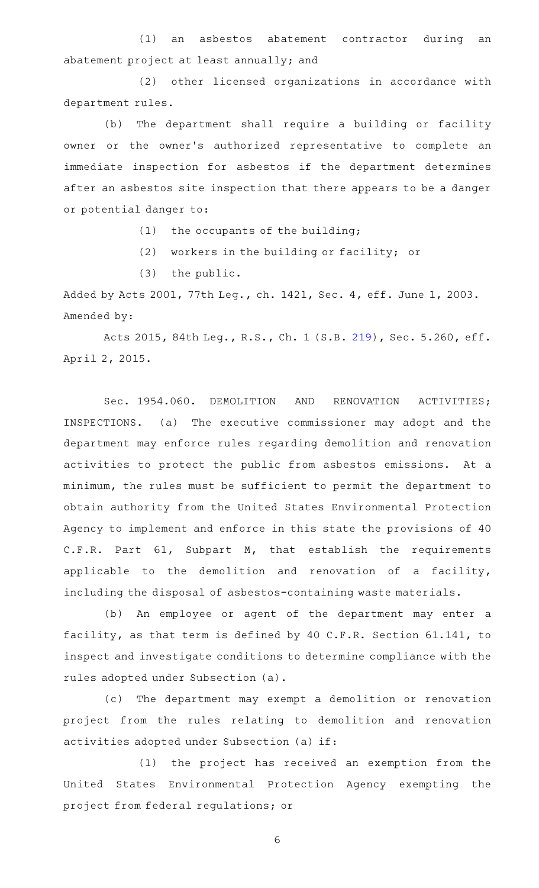(1) an asbestos abatement contractor during an abatement project at least annually; and

(2) other licensed organizations in accordance with department rules.

(b) The department shall require a building or facility owner or the owner's authorized representative to complete an immediate inspection for asbestos if the department determines after an asbestos site inspection that there appears to be a danger or potential danger to:

(1) the occupants of the building;

(2) workers in the building or facility; or

(3) the public.

Added by Acts 2001, 77th Leg., ch. 1421, Sec. 4, eff. June 1, 2003.
Amended by:

Acts 2015, 84th Leg., R.S., Ch. 1 (S.B. 219), Sec. 5.260, eff. April 2, 2015.

Sec. 1954.060. DEMOLITION AND RENOVATION ACTIVITIES; INSPECTIONS. (a) The executive commissioner may adopt and the department may enforce rules regarding demolition and renovation activities to protect the public from asbestos emissions. At a minimum, the rules must be sufficient to permit the department to obtain authority from the United States Environmental Protection Agency to implement and enforce in this state the provisions of 40 C.F.R. Part 61, Subpart M, that establish the requirements applicable to the demolition and renovation of a facility, including the disposal of asbestos-containing waste materials.

(b) An employee or agent of the department may enter a facility, as that term is defined by 40 C.F.R. Section 61.141, to inspect and investigate conditions to determine compliance with the rules adopted under Subsection (a).

(c) The department may exempt a demolition or renovation project from the rules relating to demolition and renovation activities adopted under Subsection (a) if:

(1) the project has received an exemption from the United States Environmental Protection Agency exempting the project from federal regulations; or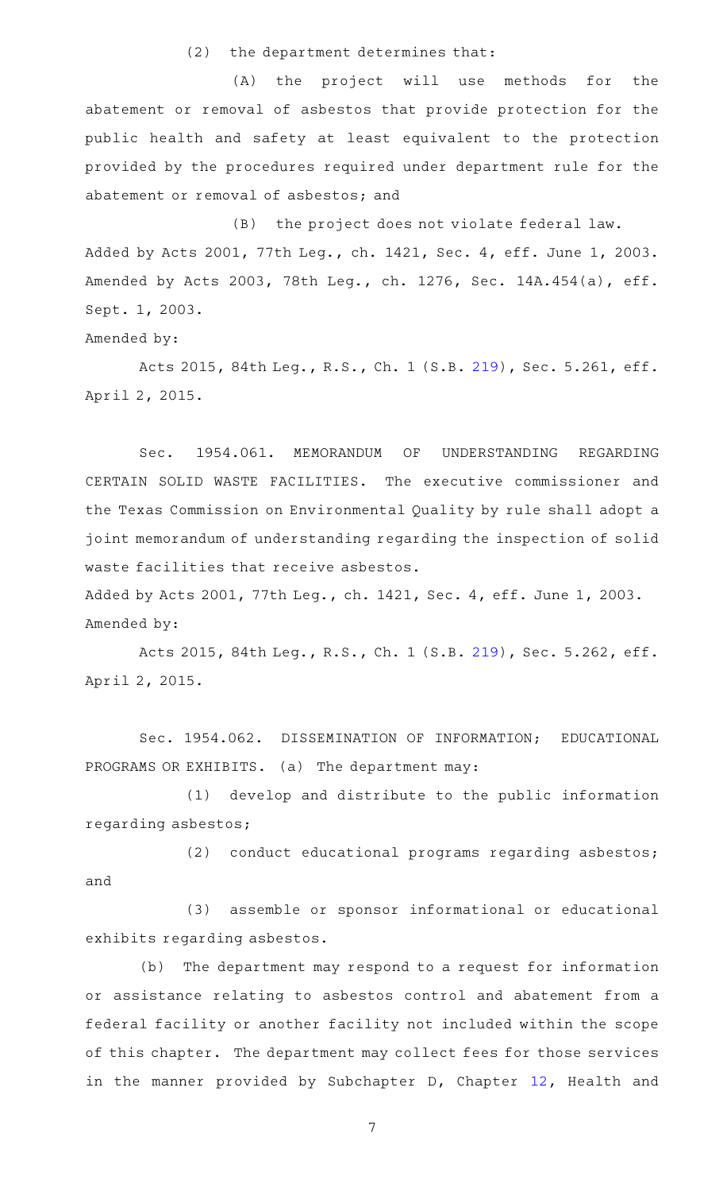(2) the department determines that:

(A) the project will use methods for the abatement or removal of asbestos that provide protection for the public health and safety at least equivalent to the protection provided by the procedures required under department rule for the abatement or removal of asbestos; and

(B) the project does not violate federal law.

Added by Acts 2001, 77th Leg., ch. 1421, Sec. 4, eff. June 1, 2003. Amended by Acts 2003, 78th Leg., ch. 1276, Sec. 14A.454(a), eff. Sept. 1, 2003.

Amended by:

Acts 2015, 84th Leg., R.S., Ch. 1 (S.B. 219), Sec. 5.261, eff. April 2, 2015.

Sec. 1954.061. MEMORANDUM OF UNDERSTANDING REGARDING CERTAIN SOLID WASTE FACILITIES. The executive commissioner and the Texas Commission on Environmental Quality by rule shall adopt a joint memorandum of understanding regarding the inspection of solid waste facilities that receive asbestos.

Added by Acts 2001, 77th Leg., ch. 1421, Sec. 4, eff. June 1, 2003.

Amended by:

Acts 2015, 84th Leg., R.S., Ch. 1 (S.B. 219), Sec. 5.262, eff. April 2, 2015.

Sec. 1954.062. DISSEMINATION OF INFORMATION; EDUCATIONAL PROGRAMS OR EXHIBITS. (a) The department may:

(1) develop and distribute to the public information regarding asbestos;

(2) conduct educational programs regarding asbestos; and

(3) assemble or sponsor informational or educational exhibits regarding asbestos.

(b) The department may respond to a request for information or assistance relating to asbestos control and abatement from a federal facility or another facility not included within the scope of this chapter. The department may collect fees for those services in the manner provided by Subchapter D, Chapter 12, Health and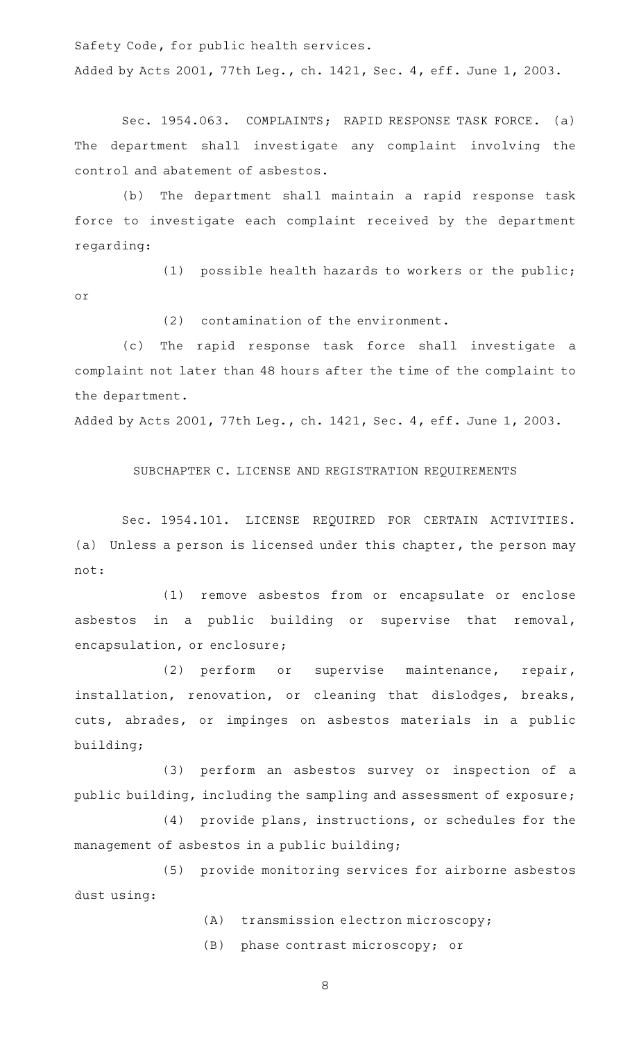Safety Code, for public health services.

Added by Acts 2001, 77th Leg., ch. 1421, Sec. 4, eff. June 1, 2003.

Sec. 1954.063. COMPLAINTS; RAPID RESPONSE TASK FORCE. (a) The department shall investigate any complaint involving the control and abatement of asbestos.

(b) The department shall maintain a rapid response task force to investigate each complaint received by the department regarding:

(1) possible health hazards to workers or the public; or

(2) contamination of the environment.

(c) The rapid response task force shall investigate a complaint not later than 48 hours after the time of the complaint to the department.

Added by Acts 2001, 77th Leg., ch. 1421, Sec. 4, eff. June 1, 2003.

SUBCHAPTER C. LICENSE AND REGISTRATION REQUIREMENTS

Sec. 1954.101. LICENSE REQUIRED FOR CERTAIN ACTIVITIES. (a) Unless a person is licensed under this chapter, the person may not:

(1) remove asbestos from or encapsulate or enclose asbestos in a public building or supervise that removal, encapsulation, or enclosure;

(2) perform or supervise maintenance, repair, installation, renovation, or cleaning that dislodges, breaks, cuts, abrades, or impinges on asbestos materials in a public building;

(3) perform an asbestos survey or inspection of a public building, including the sampling and assessment of exposure;

(4) provide plans, instructions, or schedules for the management of asbestos in a public building;

(5) provide monitoring services for airborne asbestos dust using:

(A) transmission electron microscopy;

(B) phase contrast microscopy; or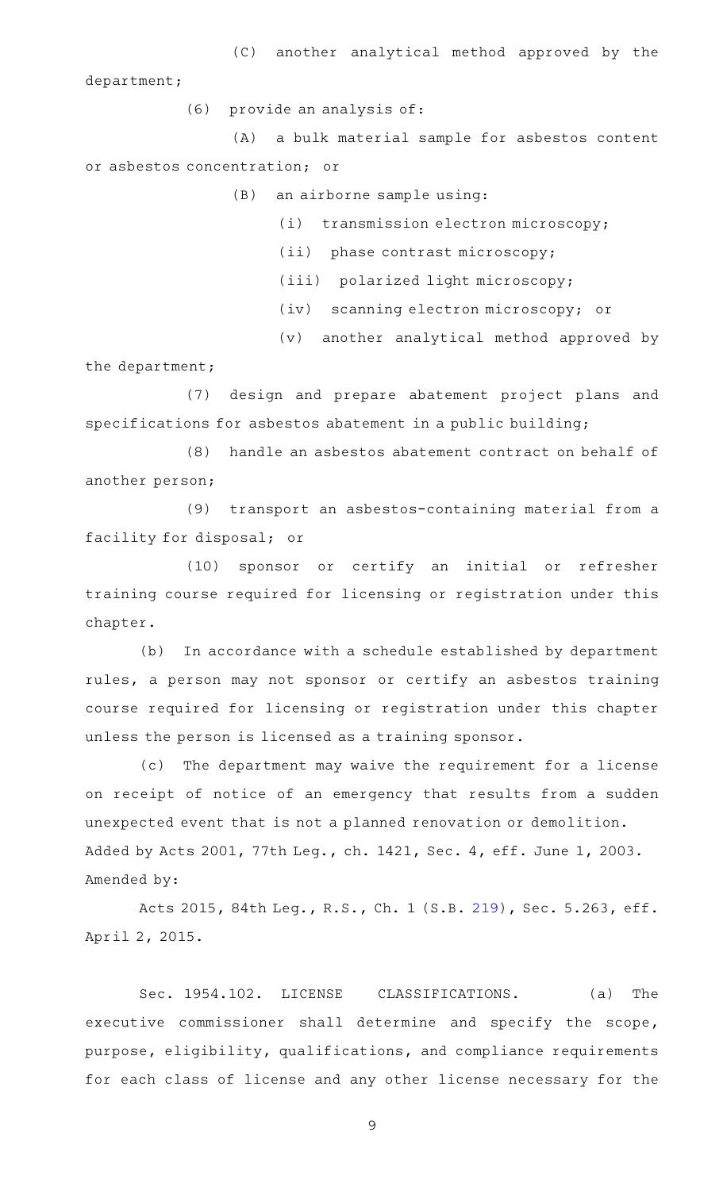(C) another analytical method approved by the department;

(6) provide an analysis of:

(A) a bulk material sample for asbestos content or asbestos concentration; or

(B) an airborne sample using:

(i) transmission electron microscopy;

(ii) phase contrast microscopy;

(iii) polarized light microscopy;

(iv) scanning electron microscopy; or

(v) another analytical method approved by the department;

(7) design and prepare abatement project plans and specifications for asbestos abatement in a public building;

(8) handle an asbestos abatement contract on behalf of another person;

(9) transport an asbestos-containing material from a facility for disposal; or

(10) sponsor or certify an initial or refresher training course required for licensing or registration under this chapter.

(b) In accordance with a schedule established by department rules, a person may not sponsor or certify an asbestos training course required for licensing or registration under this chapter unless the person is licensed as a training sponsor.

(c) The department may waive the requirement for a license on receipt of notice of an emergency that results from a sudden unexpected event that is not a planned renovation or demolition.

Added by Acts 2001, 77th Leg., ch. 1421, Sec. 4, eff. June 1, 2003.

Amended by:

Acts 2015, 84th Leg., R.S., Ch. 1 (S.B. 219), Sec. 5.263, eff. April 2, 2015.

Sec. 1954.102. LICENSE CLASSIFICATIONS. (a) The executive commissioner shall determine and specify the scope, purpose, eligibility, qualifications, and compliance requirements for each class of license and any other license necessary for the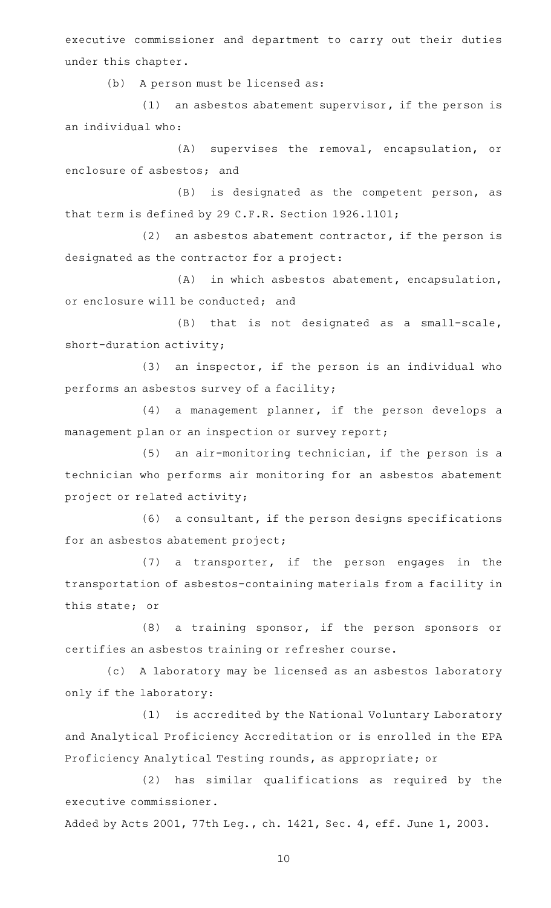executive commissioner and department to carry out their duties under this chapter.

(b) A person must be licensed as:

(1) an asbestos abatement supervisor, if the person is an individual who:

(A) supervises the removal, encapsulation, or enclosure of asbestos; and

(B) is designated as the competent person, as that term is defined by 29 C.F.R. Section 1926.1101;

(2) an asbestos abatement contractor, if the person is designated as the contractor for a project:

(A) in which asbestos abatement, encapsulation, or enclosure will be conducted; and

(B) that is not designated as a small-scale, short-duration activity;

(3) an inspector, if the person is an individual who performs an asbestos survey of a facility;

(4) a management planner, if the person develops a management plan or an inspection or survey report;

(5) an air-monitoring technician, if the person is a technician who performs air monitoring for an asbestos abatement project or related activity;

(6) a consultant, if the person designs specifications for an asbestos abatement project;

(7) a transporter, if the person engages in the transportation of asbestos-containing materials from a facility in this state; or

(8) a training sponsor, if the person sponsors or certifies an asbestos training or refresher course.

(c) A laboratory may be licensed as an asbestos laboratory only if the laboratory:

(1) is accredited by the National Voluntary Laboratory and Analytical Proficiency Accreditation or is enrolled in the EPA Proficiency Analytical Testing rounds, as appropriate; or

(2) has similar qualifications as required by the executive commissioner.

Added by Acts 2001, 77th Leg., ch. 1421, Sec. 4, eff. June 1, 2003.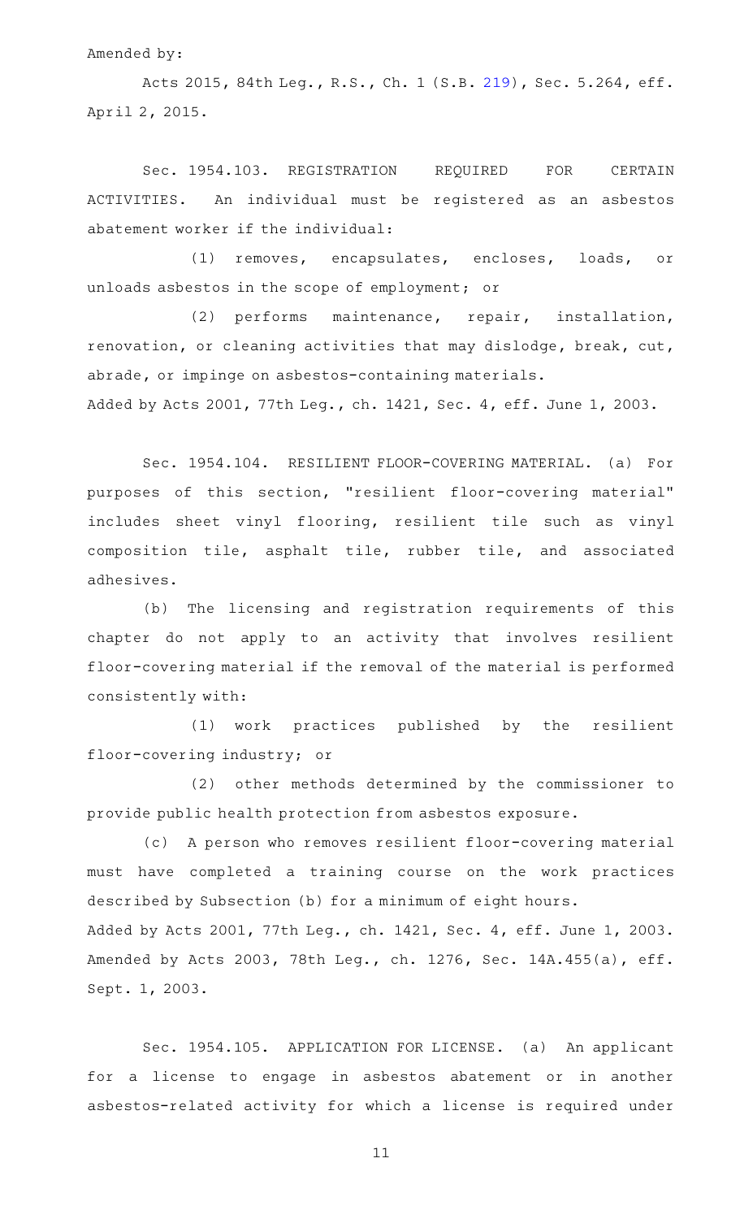Amended by:

Acts 2015, 84th Leg., R.S., Ch. 1 (S.B. 219), Sec. 5.264, eff. April 2, 2015.

Sec. 1954.103. REGISTRATION REQUIRED FOR CERTAIN ACTIVITIES. An individual must be registered as an asbestos abatement worker if the individual:

(1) removes, encapsulates, encloses, loads, or unloads asbestos in the scope of employment; or

(2) performs maintenance, repair, installation, renovation, or cleaning activities that may dislodge, break, cut, abrade, or impinge on asbestos-containing materials.

Added by Acts 2001, 77th Leg., ch. 1421, Sec. 4, eff. June 1, 2003.

Sec. 1954.104. RESILIENT FLOOR-COVERING MATERIAL. (a) For purposes of this section, "resilient floor-covering material" includes sheet vinyl flooring, resilient tile such as vinyl composition tile, asphalt tile, rubber tile, and associated adhesives.

(b) The licensing and registration requirements of this chapter do not apply to an activity that involves resilient floor-covering material if the removal of the material is performed consistently with:

(1) work practices published by the resilient floor-covering industry; or

(2) other methods determined by the commissioner to provide public health protection from asbestos exposure.

(c) A person who removes resilient floor-covering material must have completed a training course on the work practices described by Subsection (b) for a minimum of eight hours.

Added by Acts 2001, 77th Leg., ch. 1421, Sec. 4, eff. June 1, 2003. Amended by Acts 2003, 78th Leg., ch. 1276, Sec. 14A.455(a), eff. Sept. 1, 2003.

Sec. 1954.105. APPLICATION FOR LICENSE. (a) An applicant for a license to engage in asbestos abatement or in another asbestos-related activity for which a license is required under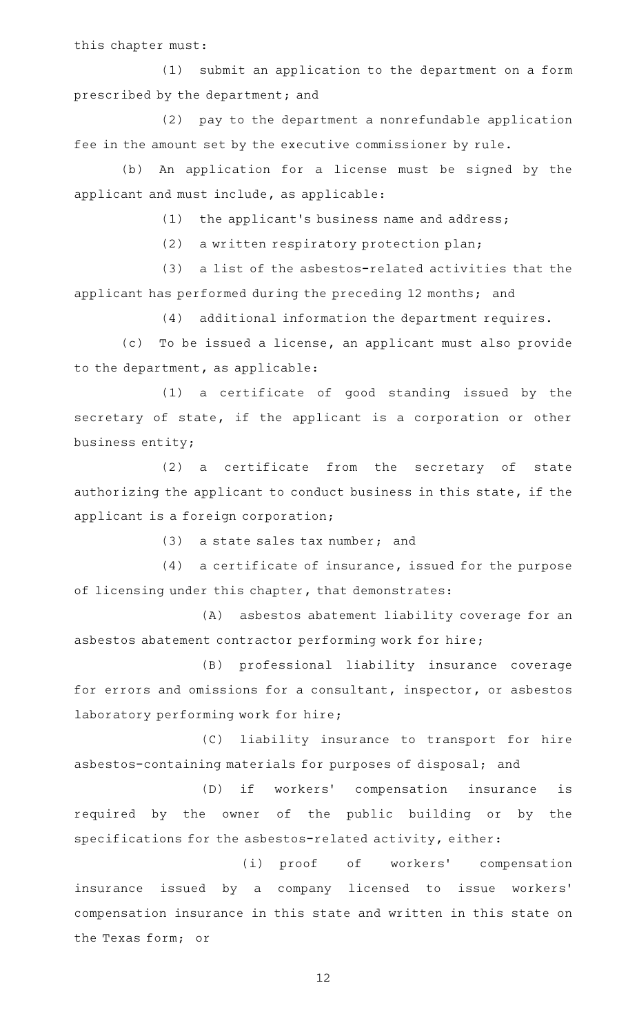this chapter must:

(1) submit an application to the department on a form prescribed by the department; and

(2) pay to the department a nonrefundable application fee in the amount set by the executive commissioner by rule.

(b) An application for a license must be signed by the applicant and must include, as applicable:

(1) the applicant's business name and address;

(2) a written respiratory protection plan;

(3) a list of the asbestos-related activities that the applicant has performed during the preceding 12 months; and

(4) additional information the department requires.

(c) To be issued a license, an applicant must also provide to the department, as applicable:

(1) a certificate of good standing issued by the secretary of state, if the applicant is a corporation or other business entity;

(2) a certificate from the secretary of state authorizing the applicant to conduct business in this state, if the applicant is a foreign corporation;

(3) a state sales tax number; and

(4) a certificate of insurance, issued for the purpose of licensing under this chapter, that demonstrates:

(A) asbestos abatement liability coverage for an asbestos abatement contractor performing work for hire;

(B) professional liability insurance coverage for errors and omissions for a consultant, inspector, or asbestos laboratory performing work for hire;

(C) liability insurance to transport for hire asbestos-containing materials for purposes of disposal; and

(D) if workers' compensation insurance is required by the owner of the public building or by the specifications for the asbestos-related activity, either:

(i) proof of workers' compensation insurance issued by a company licensed to issue workers' compensation insurance in this state and written in this state on the Texas form; or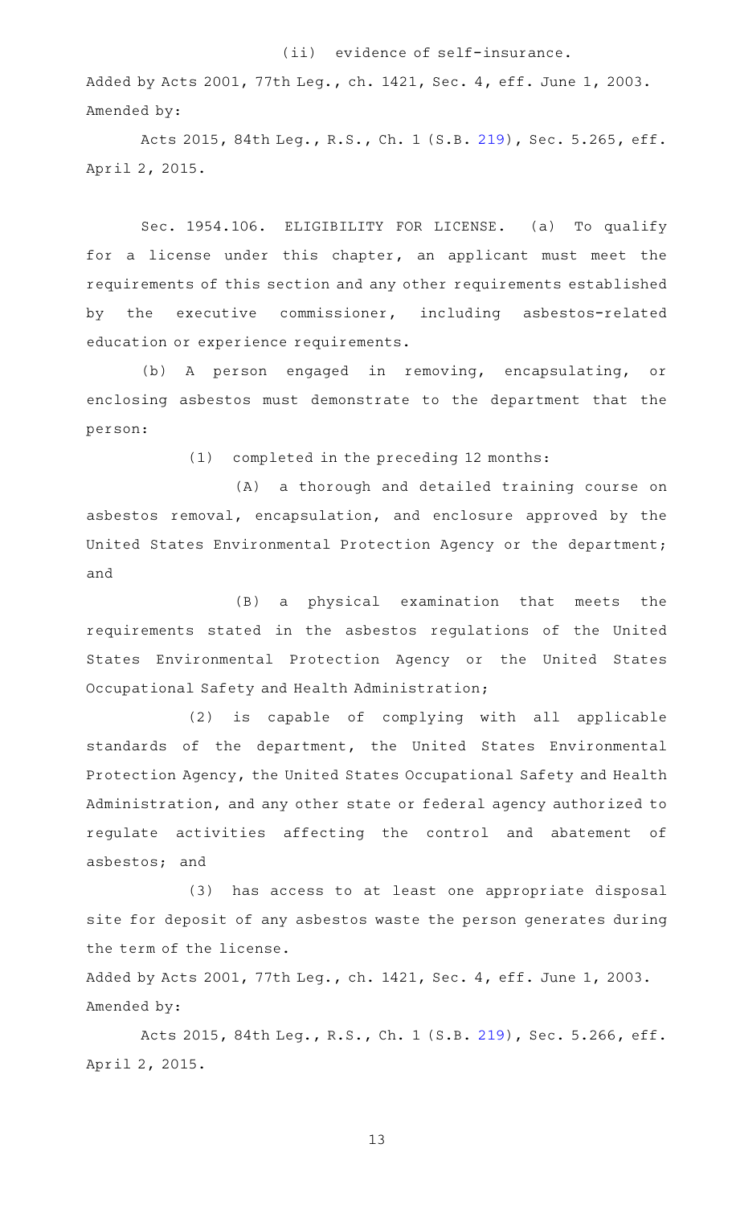(ii) evidence of self-insurance.

Added by Acts 2001, 77th Leg., ch. 1421, Sec. 4, eff. June 1, 2003.
Amended by:

Acts 2015, 84th Leg., R.S., Ch. 1 (S.B. 219), Sec. 5.265, eff. April 2, 2015.

Sec. 1954.106. ELIGIBILITY FOR LICENSE. (a) To qualify for a license under this chapter, an applicant must meet the requirements of this section and any other requirements established by the executive commissioner, including asbestos-related education or experience requirements.

(b) A person engaged in removing, encapsulating, or enclosing asbestos must demonstrate to the department that the person:

(1) completed in the preceding 12 months:

(A) a thorough and detailed training course on asbestos removal, encapsulation, and enclosure approved by the United States Environmental Protection Agency or the department; and

(B) a physical examination that meets the requirements stated in the asbestos regulations of the United States Environmental Protection Agency or the United States Occupational Safety and Health Administration;

(2) is capable of complying with all applicable standards of the department, the United States Environmental Protection Agency, the United States Occupational Safety and Health Administration, and any other state or federal agency authorized to regulate activities affecting the control and abatement of asbestos; and

(3) has access to at least one appropriate disposal site for deposit of any asbestos waste the person generates during the term of the license.

Added by Acts 2001, 77th Leg., ch. 1421, Sec. 4, eff. June 1, 2003.
Amended by:

Acts 2015, 84th Leg., R.S., Ch. 1 (S.B. 219), Sec. 5.266, eff. April 2, 2015.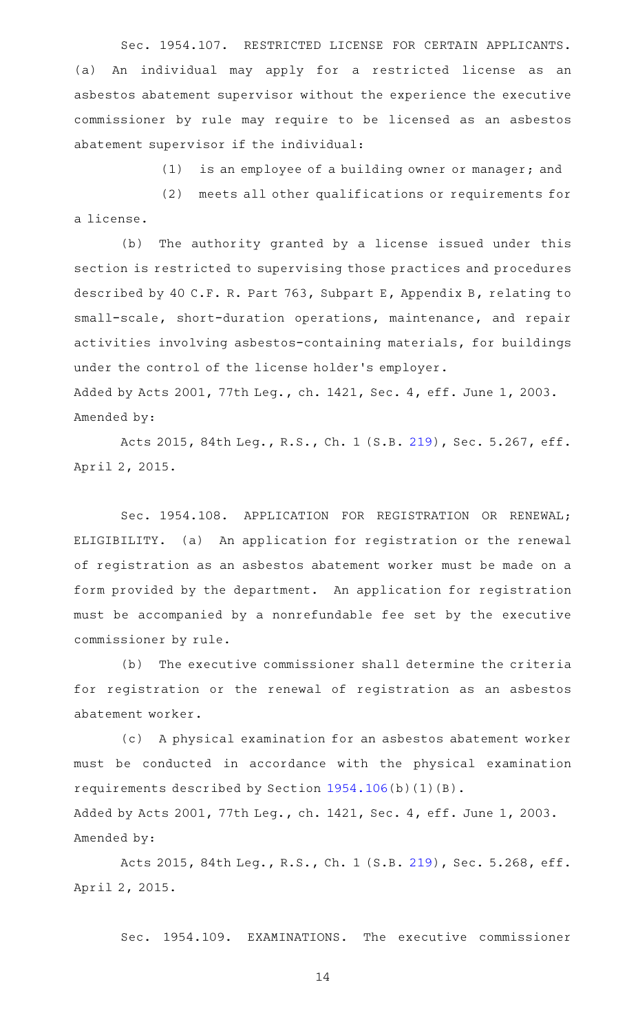Sec. 1954.107. RESTRICTED LICENSE FOR CERTAIN APPLICANTS. (a) An individual may apply for a restricted license as an asbestos abatement supervisor without the experience the executive commissioner by rule may require to be licensed as an asbestos abatement supervisor if the individual:

(1) is an employee of a building owner or manager; and

(2) meets all other qualifications or requirements for a license.

(b) The authority granted by a license issued under this section is restricted to supervising those practices and procedures described by 40 C.F.R. Part 763, Subpart E, Appendix B, relating to small-scale, short-duration operations, maintenance, and repair activities involving asbestos-containing materials, for buildings under the control of the license holder's employer.

Added by Acts 2001, 77th Leg., ch. 1421, Sec. 4, eff. June 1, 2003.
Amended by:

Acts 2015, 84th Leg., R.S., Ch. 1 (S.B. 219), Sec. 5.267, eff. April 2, 2015.

Sec. 1954.108. APPLICATION FOR REGISTRATION OR RENEWAL; ELIGIBILITY. (a) An application for registration or the renewal of registration as an asbestos abatement worker must be made on a form provided by the department. An application for registration must be accompanied by a nonrefundable fee set by the executive commissioner by rule.

(b) The executive commissioner shall determine the criteria for registration or the renewal of registration as an asbestos abatement worker.

(c) A physical examination for an asbestos abatement worker must be conducted in accordance with the physical examination requirements described by Section 1954.106(b)(1)(B).

Added by Acts 2001, 77th Leg., ch. 1421, Sec. 4, eff. June 1, 2003.
Amended by:

Acts 2015, 84th Leg., R.S., Ch. 1 (S.B. 219), Sec. 5.268, eff. April 2, 2015.

Sec. 1954.109. EXAMINATIONS. The executive commissioner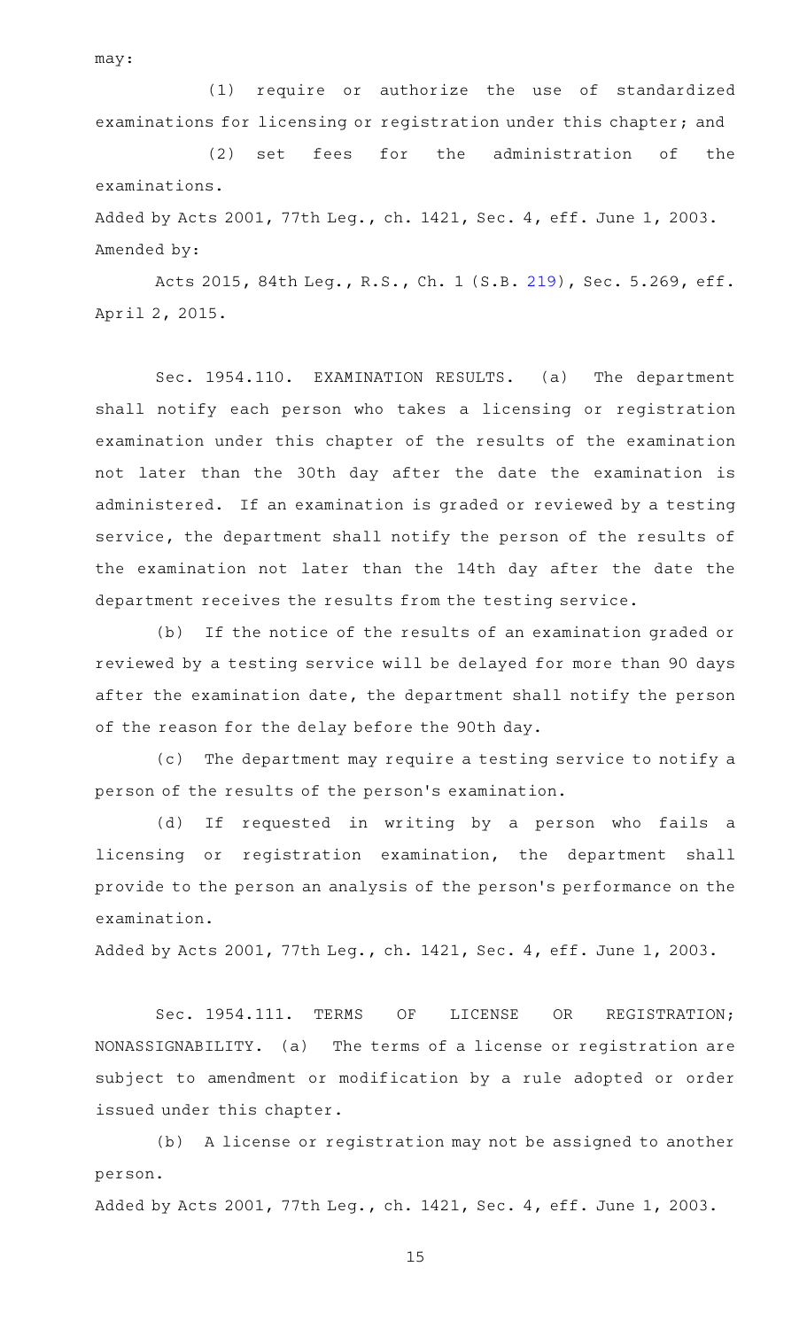may:

(1) require or authorize the use of standardized examinations for licensing or registration under this chapter; and

(2) set fees for the administration of the examinations.

Added by Acts 2001, 77th Leg., ch. 1421, Sec. 4, eff. June 1, 2003.
Amended by:

Acts 2015, 84th Leg., R.S., Ch. 1 (S.B. 219), Sec. 5.269, eff. April 2, 2015.

Sec. 1954.110. EXAMINATION RESULTS. (a) The department shall notify each person who takes a licensing or registration examination under this chapter of the results of the examination not later than the 30th day after the date the examination is administered. If an examination is graded or reviewed by a testing service, the department shall notify the person of the results of the examination not later than the 14th day after the date the department receives the results from the testing service.

(b) If the notice of the results of an examination graded or reviewed by a testing service will be delayed for more than 90 days after the examination date, the department shall notify the person of the reason for the delay before the 90th day.

(c) The department may require a testing service to notify a person of the results of the person's examination.

(d) If requested in writing by a person who fails a licensing or registration examination, the department shall provide to the person an analysis of the person's performance on the examination.

Added by Acts 2001, 77th Leg., ch. 1421, Sec. 4, eff. June 1, 2003.

Sec. 1954.111. TERMS OF LICENSE OR REGISTRATION; NONASSIGNABILITY. (a) The terms of a license or registration are subject to amendment or modification by a rule adopted or order issued under this chapter.

(b) A license or registration may not be assigned to another person.

Added by Acts 2001, 77th Leg., ch. 1421, Sec. 4, eff. June 1, 2003.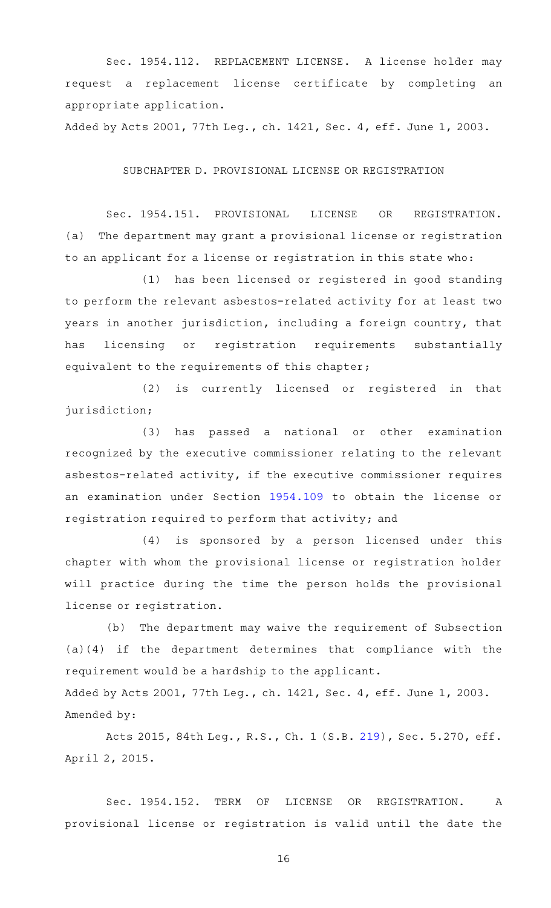Sec. 1954.112. REPLACEMENT LICENSE. A license holder may request a replacement license certificate by completing an appropriate application.

Added by Acts 2001, 77th Leg., ch. 1421, Sec. 4, eff. June 1, 2003.

SUBCHAPTER D. PROVISIONAL LICENSE OR REGISTRATION

Sec. 1954.151. PROVISIONAL LICENSE OR REGISTRATION. (a) The department may grant a provisional license or registration to an applicant for a license or registration in this state who:

(1) has been licensed or registered in good standing to perform the relevant asbestos-related activity for at least two years in another jurisdiction, including a foreign country, that has licensing or registration requirements substantially equivalent to the requirements of this chapter;

(2) is currently licensed or registered in that jurisdiction;

(3) has passed a national or other examination recognized by the executive commissioner relating to the relevant asbestos-related activity, if the executive commissioner requires an examination under Section 1954.109 to obtain the license or registration required to perform that activity; and

(4) is sponsored by a person licensed under this chapter with whom the provisional license or registration holder will practice during the time the person holds the provisional license or registration.

(b) The department may waive the requirement of Subsection (a)(4) if the department determines that compliance with the requirement would be a hardship to the applicant.

Added by Acts 2001, 77th Leg., ch. 1421, Sec. 4, eff. June 1, 2003.
Amended by:

Acts 2015, 84th Leg., R.S., Ch. 1 (S.B. 219), Sec. 5.270, eff. April 2, 2015.

Sec. 1954.152. TERM OF LICENSE OR REGISTRATION. A provisional license or registration is valid until the date the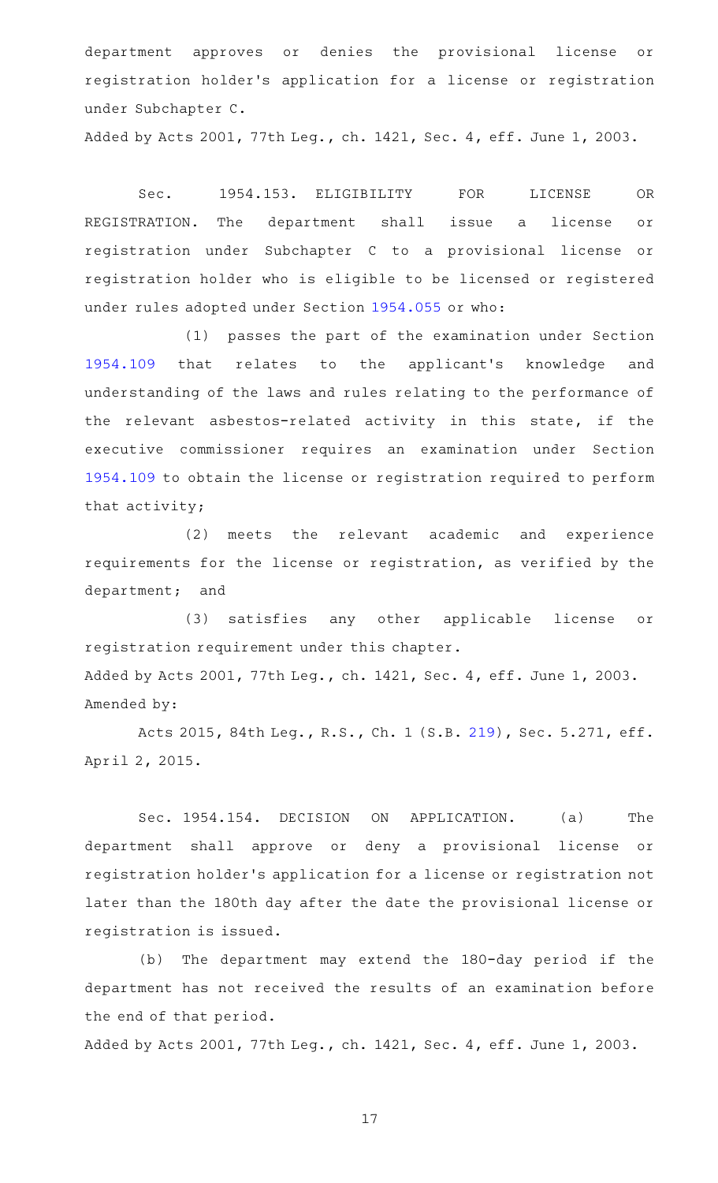department approves or denies the provisional license or registration holder's application for a license or registration under Subchapter C.

Added by Acts 2001, 77th Leg., ch. 1421, Sec. 4, eff. June 1, 2003.

Sec. 1954.153. ELIGIBILITY FOR LICENSE OR REGISTRATION. The department shall issue a license or registration under Subchapter C to a provisional license or registration holder who is eligible to be licensed or registered under rules adopted under Section 1954.055 or who:

(1) passes the part of the examination under Section 1954.109 that relates to the applicant's knowledge and understanding of the laws and rules relating to the performance of the relevant asbestos-related activity in this state, if the executive commissioner requires an examination under Section 1954.109 to obtain the license or registration required to perform that activity;

(2) meets the relevant academic and experience requirements for the license or registration, as verified by the department; and

(3) satisfies any other applicable license or registration requirement under this chapter.

Added by Acts 2001, 77th Leg., ch. 1421, Sec. 4, eff. June 1, 2003.
Amended by:

Acts 2015, 84th Leg., R.S., Ch. 1 (S.B. 219), Sec. 5.271, eff. April 2, 2015.

Sec. 1954.154. DECISION ON APPLICATION. (a) The department shall approve or deny a provisional license or registration holder's application for a license or registration not later than the 180th day after the date the provisional license or registration is issued.

(b) The department may extend the 180-day period if the department has not received the results of an examination before the end of that period.

Added by Acts 2001, 77th Leg., ch. 1421, Sec. 4, eff. June 1, 2003.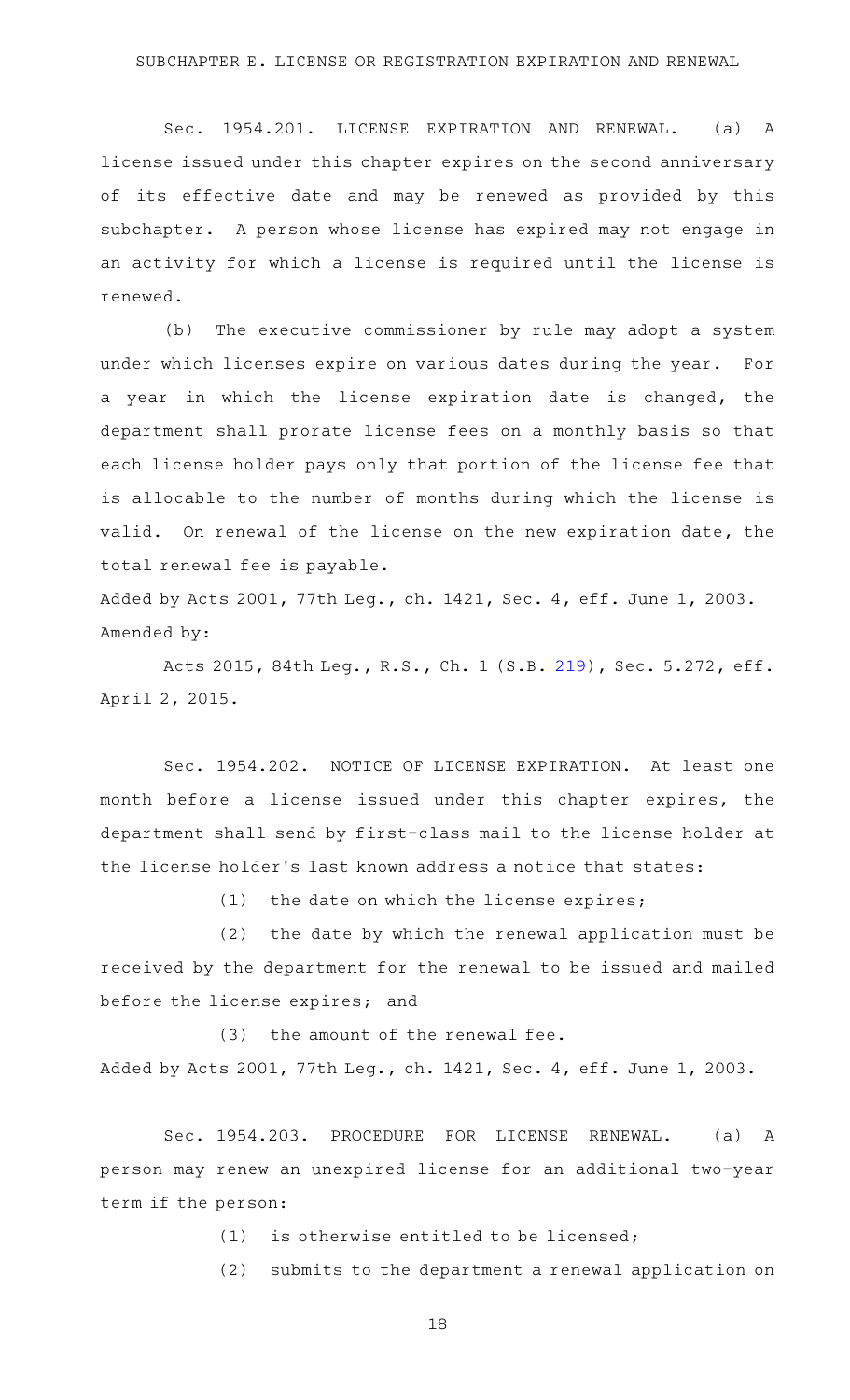SUBCHAPTER E. LICENSE OR REGISTRATION EXPIRATION AND RENEWAL

Sec. 1954.201. LICENSE EXPIRATION AND RENEWAL. (a) A license issued under this chapter expires on the second anniversary of its effective date and may be renewed as provided by this subchapter. A person whose license has expired may not engage in an activity for which a license is required until the license is renewed.

(b) The executive commissioner by rule may adopt a system under which licenses expire on various dates during the year. For a year in which the license expiration date is changed, the department shall prorate license fees on a monthly basis so that each license holder pays only that portion of the license fee that is allocable to the number of months during which the license is valid. On renewal of the license on the new expiration date, the total renewal fee is payable.

Added by Acts 2001, 77th Leg., ch. 1421, Sec. 4, eff. June 1, 2003.
Amended by:

Acts 2015, 84th Leg., R.S., Ch. 1 (S.B. 219), Sec. 5.272, eff. April 2, 2015.

Sec. 1954.202. NOTICE OF LICENSE EXPIRATION. At least one month before a license issued under this chapter expires, the department shall send by first-class mail to the license holder at the license holder's last known address a notice that states:

(1) the date on which the license expires;

(2) the date by which the renewal application must be received by the department for the renewal to be issued and mailed before the license expires; and

(3) the amount of the renewal fee.

Added by Acts 2001, 77th Leg., ch. 1421, Sec. 4, eff. June 1, 2003.

Sec. 1954.203. PROCEDURE FOR LICENSE RENEWAL. (a) A person may renew an unexpired license for an additional two-year term if the person:

(1) is otherwise entitled to be licensed;

(2) submits to the department a renewal application on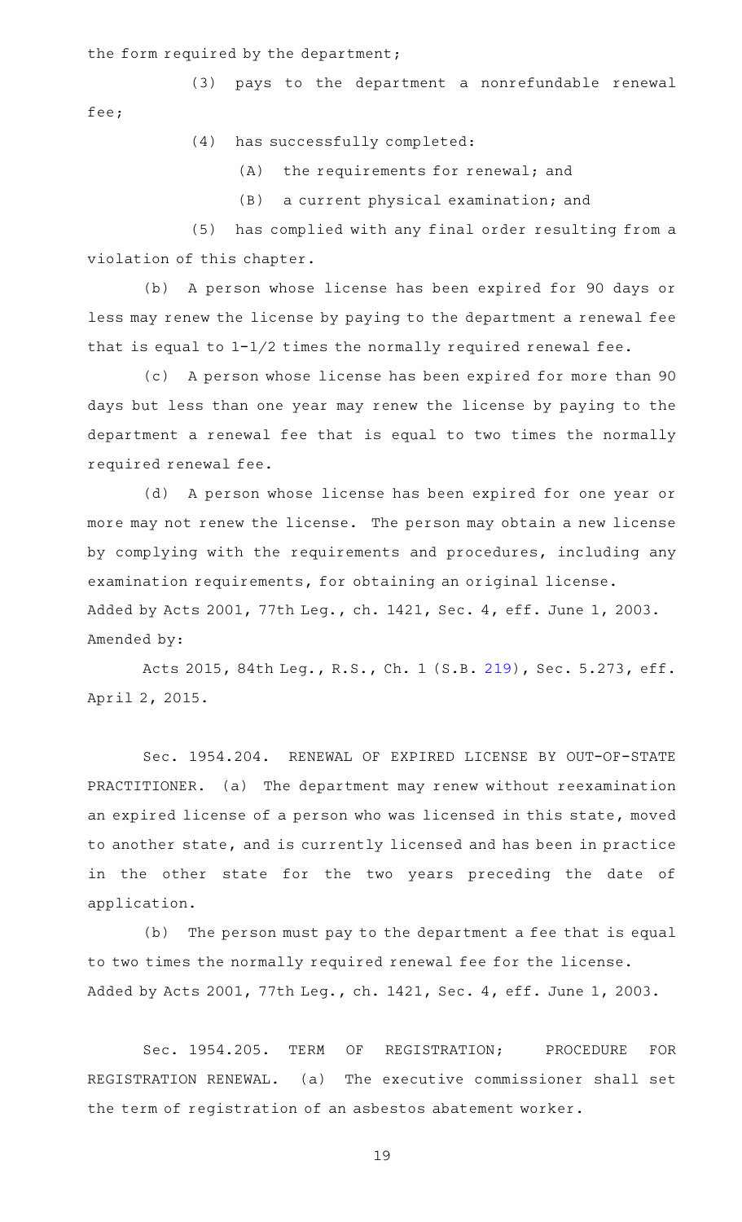the form required by the department;

(3) pays to the department a nonrefundable renewal fee;

(4) has successfully completed:

(A) the requirements for renewal; and

(B) a current physical examination; and

(5) has complied with any final order resulting from a violation of this chapter.

(b) A person whose license has been expired for 90 days or less may renew the license by paying to the department a renewal fee that is equal to 1-1/2 times the normally required renewal fee.

(c) A person whose license has been expired for more than 90 days but less than one year may renew the license by paying to the department a renewal fee that is equal to two times the normally required renewal fee.

(d) A person whose license has been expired for one year or more may not renew the license. The person may obtain a new license by complying with the requirements and procedures, including any examination requirements, for obtaining an original license.

Added by Acts 2001, 77th Leg., ch. 1421, Sec. 4, eff. June 1, 2003.

Amended by:

Acts 2015, 84th Leg., R.S., Ch. 1 (S.B. 219), Sec. 5.273, eff. April 2, 2015.

Sec. 1954.204. RENEWAL OF EXPIRED LICENSE BY OUT-OF-STATE PRACTITIONER. (a) The department may renew without reexamination an expired license of a person who was licensed in this state, moved to another state, and is currently licensed and has been in practice in the other state for the two years preceding the date of application.

(b) The person must pay to the department a fee that is equal to two times the normally required renewal fee for the license.

Added by Acts 2001, 77th Leg., ch. 1421, Sec. 4, eff. June 1, 2003.

Sec. 1954.205. TERM OF REGISTRATION; PROCEDURE FOR REGISTRATION RENEWAL. (a) The executive commissioner shall set the term of registration of an asbestos abatement worker.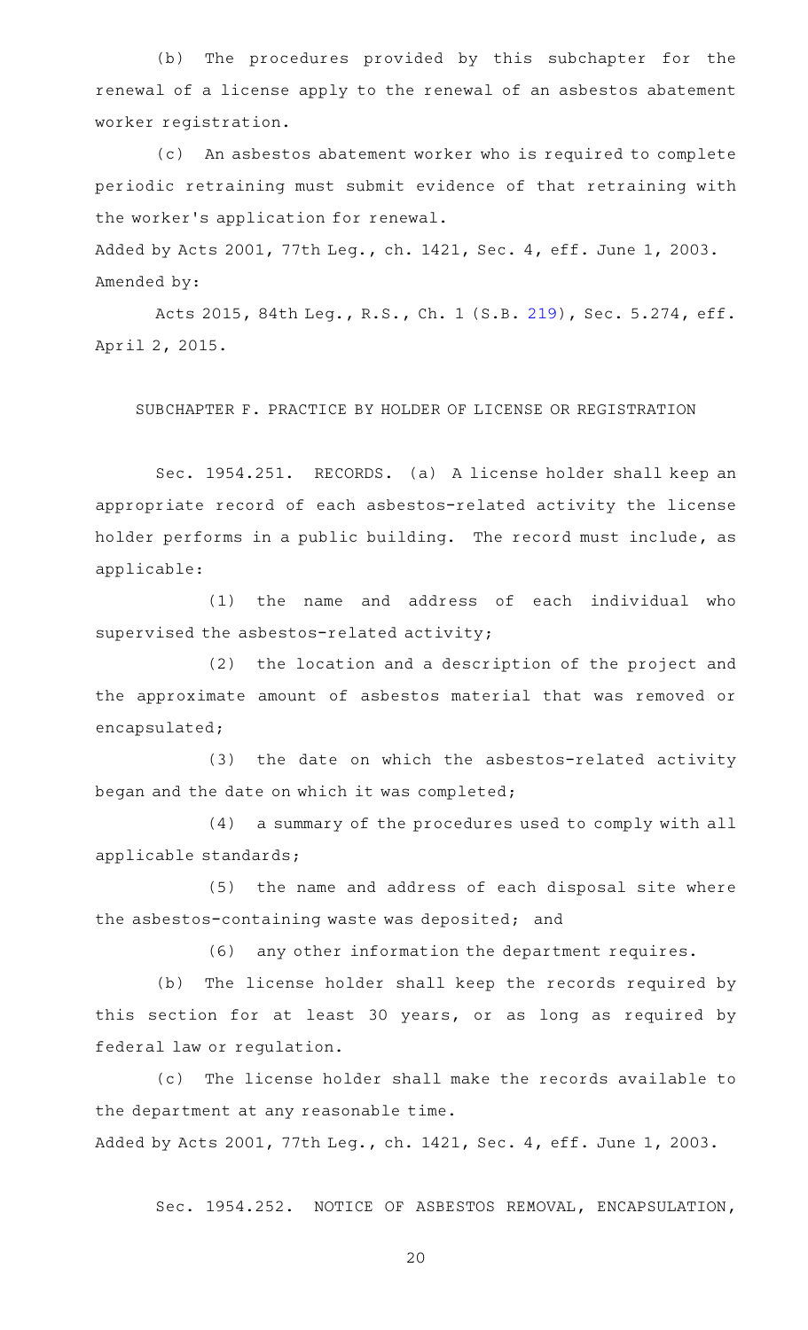(b) The procedures provided by this subchapter for the renewal of a license apply to the renewal of an asbestos abatement worker registration.

(c) An asbestos abatement worker who is required to complete periodic retraining must submit evidence of that retraining with the worker's application for renewal.

Added by Acts 2001, 77th Leg., ch. 1421, Sec. 4, eff. June 1, 2003.
Amended by:

Acts 2015, 84th Leg., R.S., Ch. 1 (S.B. 219), Sec. 5.274, eff. April 2, 2015.

SUBCHAPTER F. PRACTICE BY HOLDER OF LICENSE OR REGISTRATION

Sec. 1954.251. RECORDS. (a) A license holder shall keep an appropriate record of each asbestos-related activity the license holder performs in a public building. The record must include, as applicable:

(1) the name and address of each individual who supervised the asbestos-related activity;

(2) the location and a description of the project and the approximate amount of asbestos material that was removed or encapsulated;

(3) the date on which the asbestos-related activity began and the date on which it was completed;

(4) a summary of the procedures used to comply with all applicable standards;

(5) the name and address of each disposal site where the asbestos-containing waste was deposited; and

(6) any other information the department requires.

(b) The license holder shall keep the records required by this section for at least 30 years, or as long as required by federal law or regulation.

(c) The license holder shall make the records available to the department at any reasonable time.

Added by Acts 2001, 77th Leg., ch. 1421, Sec. 4, eff. June 1, 2003.

Sec. 1954.252. NOTICE OF ASBESTOS REMOVAL, ENCAPSULATION,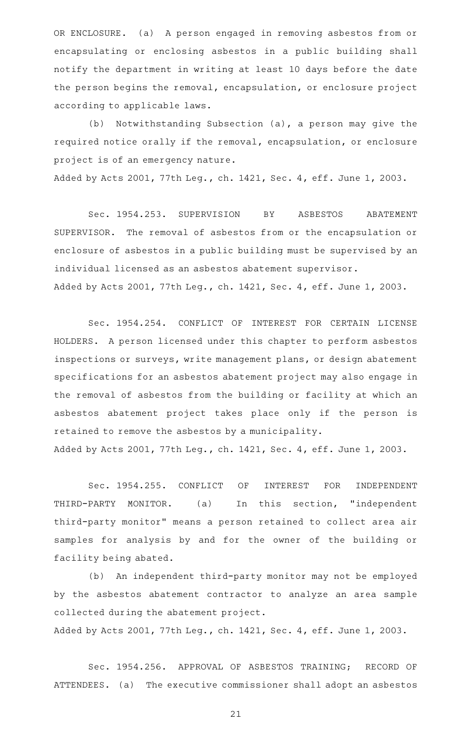OR ENCLOSURE. (a) A person engaged in removing asbestos from or encapsulating or enclosing asbestos in a public building shall notify the department in writing at least 10 days before the date the person begins the removal, encapsulation, or enclosure project according to applicable laws.

(b) Notwithstanding Subsection (a), a person may give the required notice orally if the removal, encapsulation, or enclosure project is of an emergency nature.

Added by Acts 2001, 77th Leg., ch. 1421, Sec. 4, eff. June 1, 2003.

Sec. 1954.253. SUPERVISION BY ASBESTOS ABATEMENT SUPERVISOR. The removal of asbestos from or the encapsulation or enclosure of asbestos in a public building must be supervised by an individual licensed as an asbestos abatement supervisor.

Added by Acts 2001, 77th Leg., ch. 1421, Sec. 4, eff. June 1, 2003.

Sec. 1954.254. CONFLICT OF INTEREST FOR CERTAIN LICENSE HOLDERS. A person licensed under this chapter to perform asbestos inspections or surveys, write management plans, or design abatement specifications for an asbestos abatement project may also engage in the removal of asbestos from the building or facility at which an asbestos abatement project takes place only if the person is retained to remove the asbestos by a municipality.

Added by Acts 2001, 77th Leg., ch. 1421, Sec. 4, eff. June 1, 2003.

Sec. 1954.255. CONFLICT OF INTEREST FOR INDEPENDENT THIRD-PARTY MONITOR. (a) In this section, "independent third-party monitor" means a person retained to collect area air samples for analysis by and for the owner of the building or facility being abated.

(b) An independent third-party monitor may not be employed by the asbestos abatement contractor to analyze an area sample collected during the abatement project.

Added by Acts 2001, 77th Leg., ch. 1421, Sec. 4, eff. June 1, 2003.

Sec. 1954.256. APPROVAL OF ASBESTOS TRAINING; RECORD OF ATTENDEES. (a) The executive commissioner shall adopt an asbestos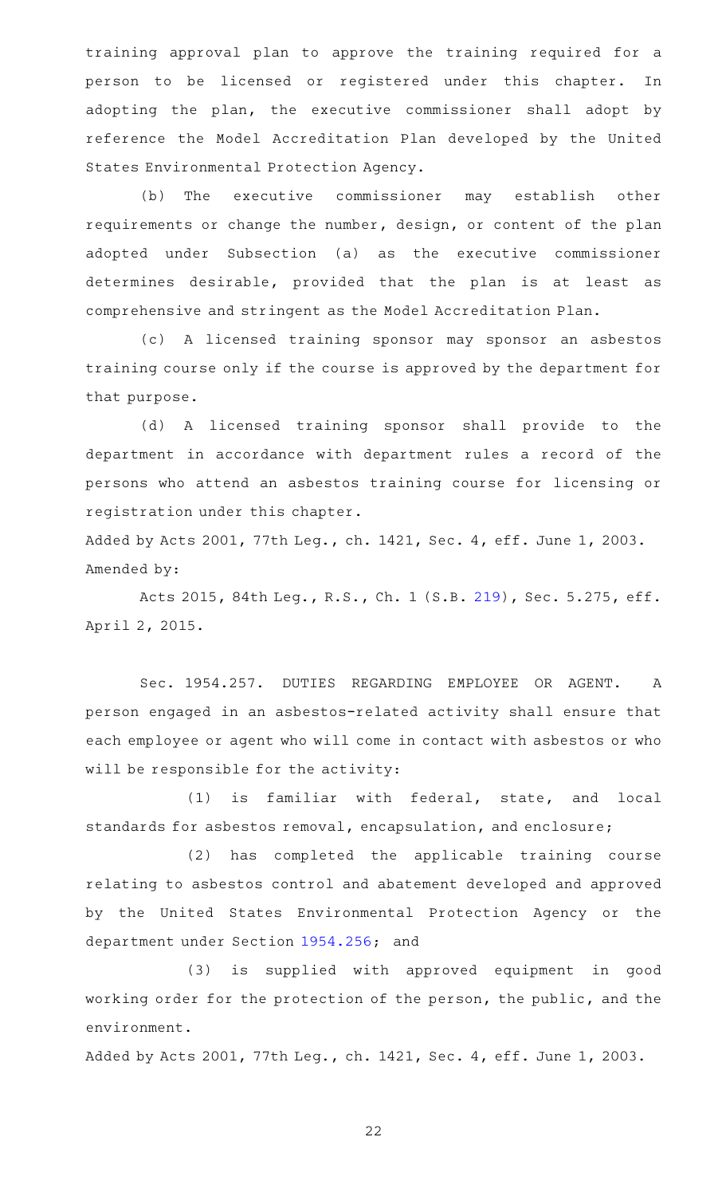training approval plan to approve the training required for a person to be licensed or registered under this chapter. In adopting the plan, the executive commissioner shall adopt by reference the Model Accreditation Plan developed by the United States Environmental Protection Agency.

(b) The executive commissioner may establish other requirements or change the number, design, or content of the plan adopted under Subsection (a) as the executive commissioner determines desirable, provided that the plan is at least as comprehensive and stringent as the Model Accreditation Plan.

(c) A licensed training sponsor may sponsor an asbestos training course only if the course is approved by the department for that purpose.

(d) A licensed training sponsor shall provide to the department in accordance with department rules a record of the persons who attend an asbestos training course for licensing or registration under this chapter.

Added by Acts 2001, 77th Leg., ch. 1421, Sec. 4, eff. June 1, 2003.
Amended by:

Acts 2015, 84th Leg., R.S., Ch. 1 (S.B. 219), Sec. 5.275, eff. April 2, 2015.

Sec. 1954.257. DUTIES REGARDING EMPLOYEE OR AGENT. A person engaged in an asbestos-related activity shall ensure that each employee or agent who will come in contact with asbestos or who will be responsible for the activity:

(1) is familiar with federal, state, and local standards for asbestos removal, encapsulation, and enclosure;

(2) has completed the applicable training course relating to asbestos control and abatement developed and approved by the United States Environmental Protection Agency or the department under Section 1954.256; and

(3) is supplied with approved equipment in good working order for the protection of the person, the public, and the environment.

Added by Acts 2001, 77th Leg., ch. 1421, Sec. 4, eff. June 1, 2003.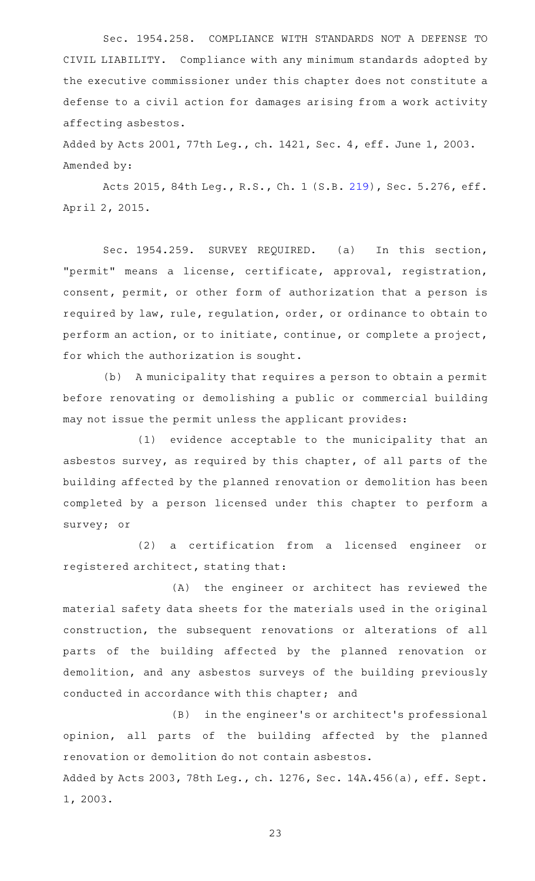Sec. 1954.258. COMPLIANCE WITH STANDARDS NOT A DEFENSE TO CIVIL LIABILITY. Compliance with any minimum standards adopted by the executive commissioner under this chapter does not constitute a defense to a civil action for damages arising from a work activity affecting asbestos.

Added by Acts 2001, 77th Leg., ch. 1421, Sec. 4, eff. June 1, 2003.
Amended by:

Acts 2015, 84th Leg., R.S., Ch. 1 (S.B. 219), Sec. 5.276, eff. April 2, 2015.

Sec. 1954.259. SURVEY REQUIRED. (a) In this section, "permit" means a license, certificate, approval, registration, consent, permit, or other form of authorization that a person is required by law, rule, regulation, order, or ordinance to obtain to perform an action, or to initiate, continue, or complete a project, for which the authorization is sought.

(b) A municipality that requires a person to obtain a permit before renovating or demolishing a public or commercial building may not issue the permit unless the applicant provides:

(1) evidence acceptable to the municipality that an asbestos survey, as required by this chapter, of all parts of the building affected by the planned renovation or demolition has been completed by a person licensed under this chapter to perform a survey; or

(2) a certification from a licensed engineer or registered architect, stating that:

(A) the engineer or architect has reviewed the material safety data sheets for the materials used in the original construction, the subsequent renovations or alterations of all parts of the building affected by the planned renovation or demolition, and any asbestos surveys of the building previously conducted in accordance with this chapter; and

(B) in the engineer's or architect's professional opinion, all parts of the building affected by the planned renovation or demolition do not contain asbestos.

Added by Acts 2003, 78th Leg., ch. 1276, Sec. 14A.456(a), eff. Sept. 1, 2003.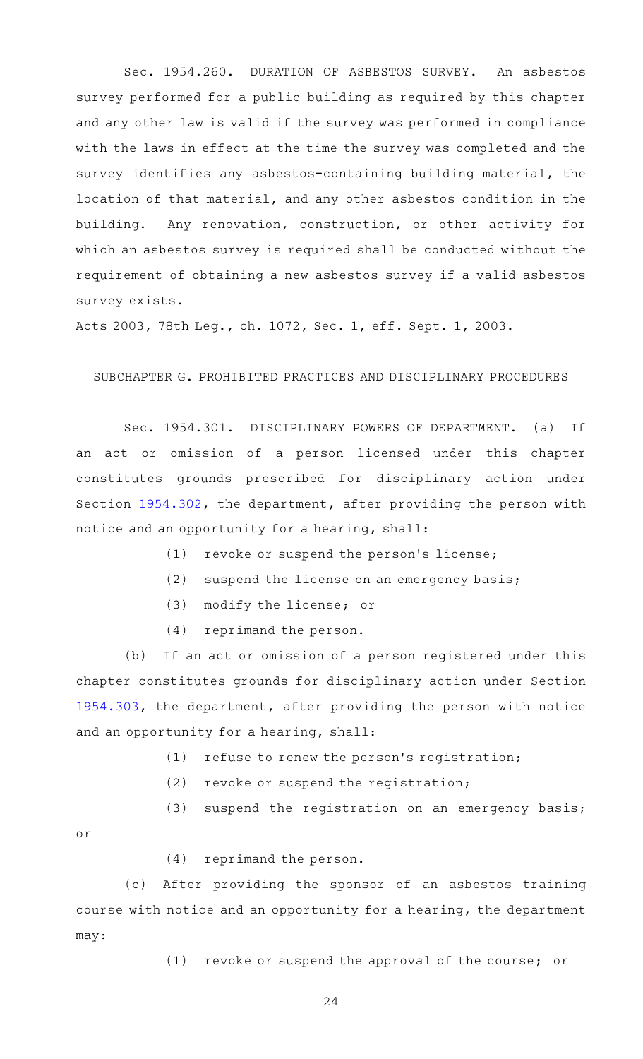Sec. 1954.260. DURATION OF ASBESTOS SURVEY. An asbestos survey performed for a public building as required by this chapter and any other law is valid if the survey was performed in compliance with the laws in effect at the time the survey was completed and the survey identifies any asbestos-containing building material, the location of that material, and any other asbestos condition in the building. Any renovation, construction, or other activity for which an asbestos survey is required shall be conducted without the requirement of obtaining a new asbestos survey if a valid asbestos survey exists.

Acts 2003, 78th Leg., ch. 1072, Sec. 1, eff. Sept. 1, 2003.

SUBCHAPTER G. PROHIBITED PRACTICES AND DISCIPLINARY PROCEDURES

Sec. 1954.301. DISCIPLINARY POWERS OF DEPARTMENT. (a) If an act or omission of a person licensed under this chapter constitutes grounds prescribed for disciplinary action under Section 1954.302, the department, after providing the person with notice and an opportunity for a hearing, shall:

(1) revoke or suspend the person's license;

(2) suspend the license on an emergency basis;

(3) modify the license; or

(4) reprimand the person.

(b) If an act or omission of a person registered under this chapter constitutes grounds for disciplinary action under Section 1954.303, the department, after providing the person with notice and an opportunity for a hearing, shall:

(1) refuse to renew the person's registration;

(2) revoke or suspend the registration;

(3) suspend the registration on an emergency basis; or

(4) reprimand the person.

(c) After providing the sponsor of an asbestos training course with notice and an opportunity for a hearing, the department may:

(1) revoke or suspend the approval of the course; or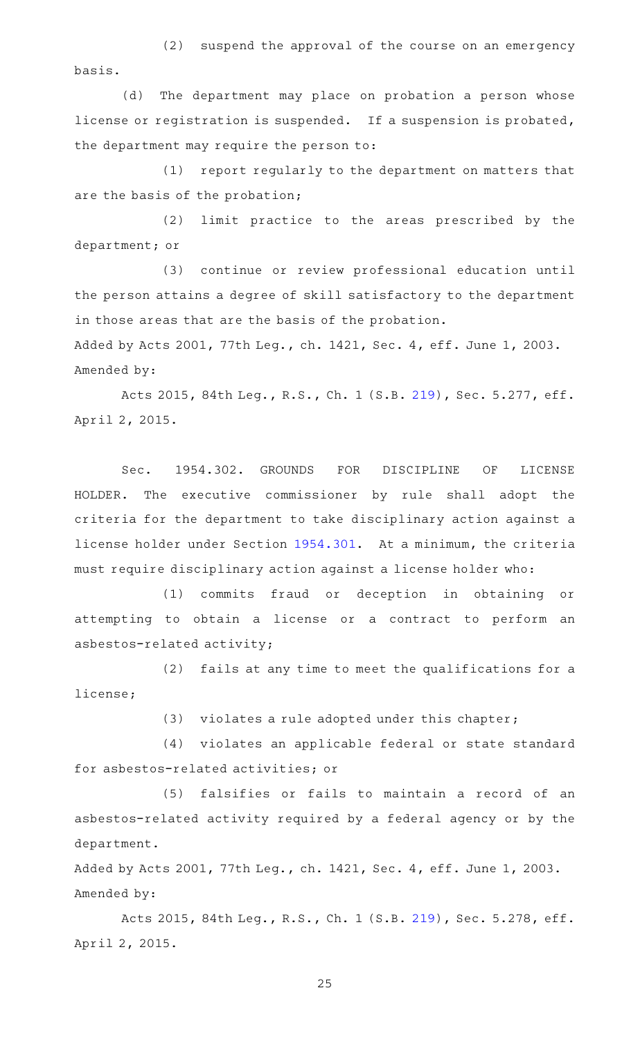(2) suspend the approval of the course on an emergency basis.

(d) The department may place on probation a person whose license or registration is suspended. If a suspension is probated, the department may require the person to:

(1) report regularly to the department on matters that are the basis of the probation;

(2) limit practice to the areas prescribed by the department; or

(3) continue or review professional education until the person attains a degree of skill satisfactory to the department in those areas that are the basis of the probation.

Added by Acts 2001, 77th Leg., ch. 1421, Sec. 4, eff. June 1, 2003.
Amended by:

Acts 2015, 84th Leg., R.S., Ch. 1 (S.B. 219), Sec. 5.277, eff. April 2, 2015.

Sec. 1954.302. GROUNDS FOR DISCIPLINE OF LICENSE HOLDER. The executive commissioner by rule shall adopt the criteria for the department to take disciplinary action against a license holder under Section 1954.301. At a minimum, the criteria must require disciplinary action against a license holder who:

(1) commits fraud or deception in obtaining or attempting to obtain a license or a contract to perform an asbestos-related activity;

(2) fails at any time to meet the qualifications for a license;

(3) violates a rule adopted under this chapter;

(4) violates an applicable federal or state standard for asbestos-related activities; or

(5) falsifies or fails to maintain a record of an asbestos-related activity required by a federal agency or by the department.

Added by Acts 2001, 77th Leg., ch. 1421, Sec. 4, eff. June 1, 2003.
Amended by:

Acts 2015, 84th Leg., R.S., Ch. 1 (S.B. 219), Sec. 5.278, eff. April 2, 2015.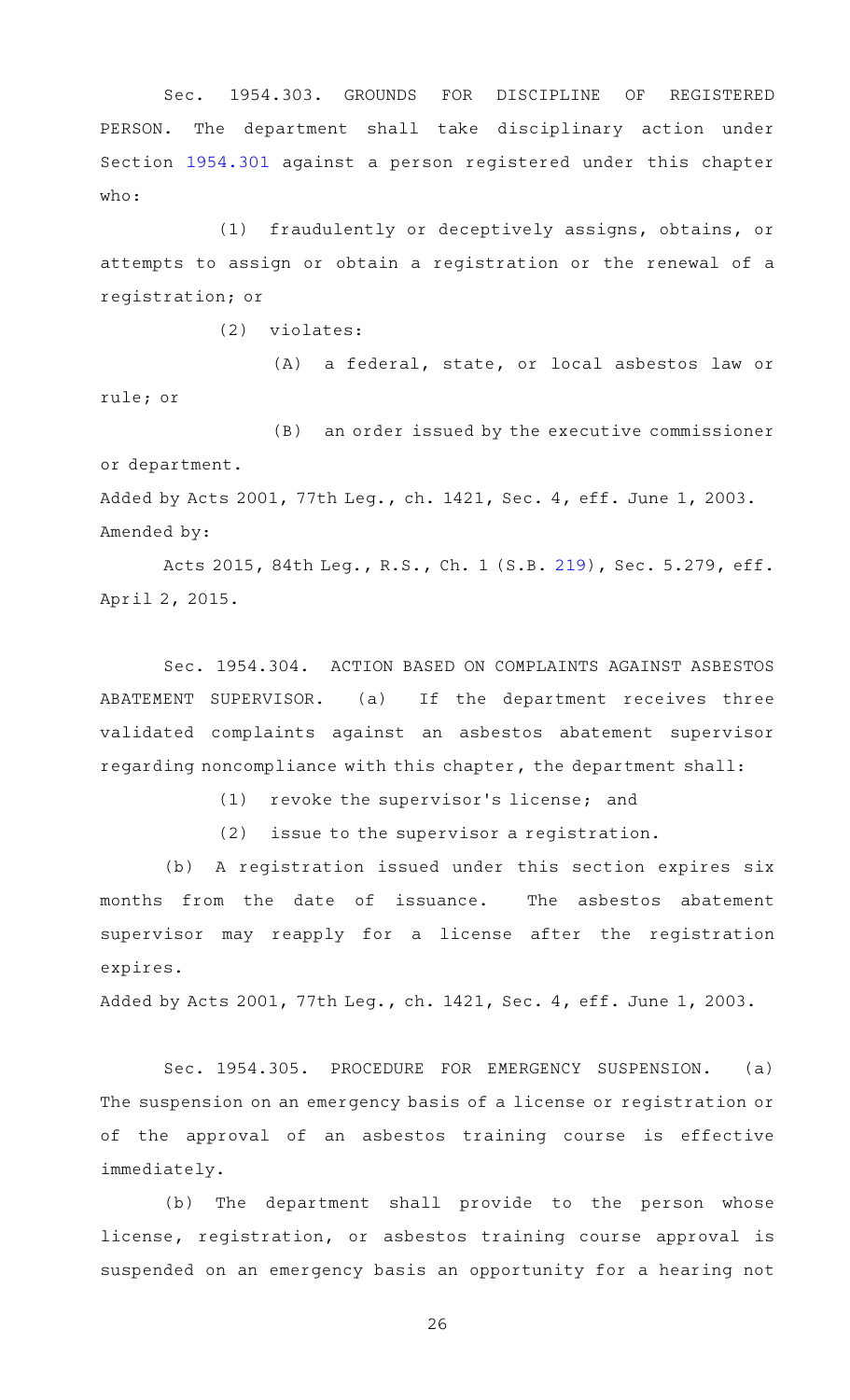Sec. 1954.303. GROUNDS FOR DISCIPLINE OF REGISTERED PERSON. The department shall take disciplinary action under Section 1954.301 against a person registered under this chapter who:

(1) fraudulently or deceptively assigns, obtains, or attempts to assign or obtain a registration or the renewal of a registration; or

(2) violates:

(A) a federal, state, or local asbestos law or rule; or

(B) an order issued by the executive commissioner or department.

Added by Acts 2001, 77th Leg., ch. 1421, Sec. 4, eff. June 1, 2003.
Amended by:

Acts 2015, 84th Leg., R.S., Ch. 1 (S.B. 219), Sec. 5.279, eff. April 2, 2015.

Sec. 1954.304. ACTION BASED ON COMPLAINTS AGAINST ASBESTOS ABATEMENT SUPERVISOR. (a) If the department receives three validated complaints against an asbestos abatement supervisor regarding noncompliance with this chapter, the department shall:

(1) revoke the supervisor's license; and

(2) issue to the supervisor a registration.

(b) A registration issued under this section expires six months from the date of issuance. The asbestos abatement supervisor may reapply for a license after the registration expires.

Added by Acts 2001, 77th Leg., ch. 1421, Sec. 4, eff. June 1, 2003.

Sec. 1954.305. PROCEDURE FOR EMERGENCY SUSPENSION. (a) The suspension on an emergency basis of a license or registration or of the approval of an asbestos training course is effective immediately.

(b) The department shall provide to the person whose license, registration, or asbestos training course approval is suspended on an emergency basis an opportunity for a hearing not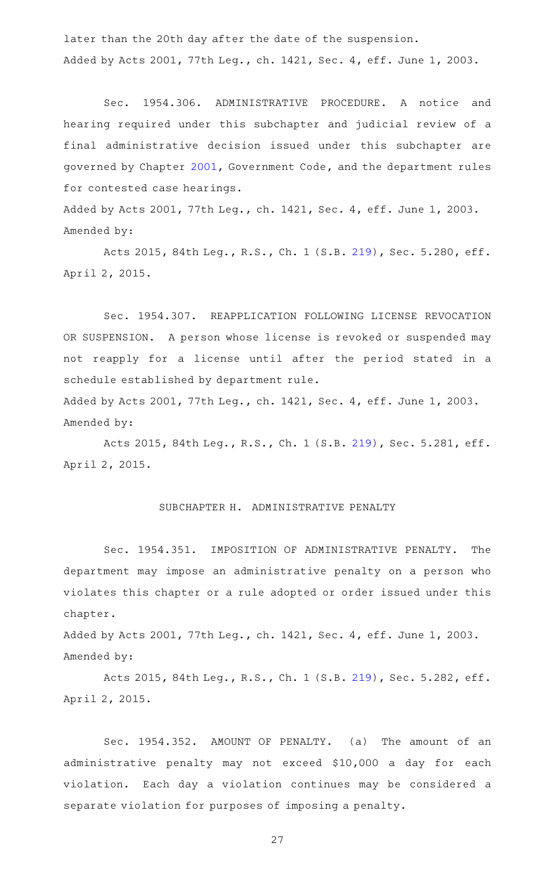later than the 20th day after the date of the suspension.
Added by Acts 2001, 77th Leg., ch. 1421, Sec. 4, eff. June 1, 2003.

Sec. 1954.306. ADMINISTRATIVE PROCEDURE. A notice and hearing required under this subchapter and judicial review of a final administrative decision issued under this subchapter are governed by Chapter 2001, Government Code, and the department rules for contested case hearings.
Added by Acts 2001, 77th Leg., ch. 1421, Sec. 4, eff. June 1, 2003.
Amended by:

Acts 2015, 84th Leg., R.S., Ch. 1 (S.B. 219), Sec. 5.280, eff. April 2, 2015.

Sec. 1954.307. REAPPLICATION FOLLOWING LICENSE REVOCATION OR SUSPENSION. A person whose license is revoked or suspended may not reapply for a license until after the period stated in a schedule established by department rule.
Added by Acts 2001, 77th Leg., ch. 1421, Sec. 4, eff. June 1, 2003.
Amended by:

Acts 2015, 84th Leg., R.S., Ch. 1 (S.B. 219), Sec. 5.281, eff. April 2, 2015.

## SUBCHAPTER H. ADMINISTRATIVE PENALTY

Sec. 1954.351. IMPOSITION OF ADMINISTRATIVE PENALTY. The department may impose an administrative penalty on a person who violates this chapter or a rule adopted or order issued under this chapter.
Added by Acts 2001, 77th Leg., ch. 1421, Sec. 4, eff. June 1, 2003.
Amended by:

Acts 2015, 84th Leg., R.S., Ch. 1 (S.B. 219), Sec. 5.282, eff. April 2, 2015.

Sec. 1954.352. AMOUNT OF PENALTY. (a) The amount of an administrative penalty may not exceed $10,000 a day for each violation. Each day a violation continues may be considered a separate violation for purposes of imposing a penalty.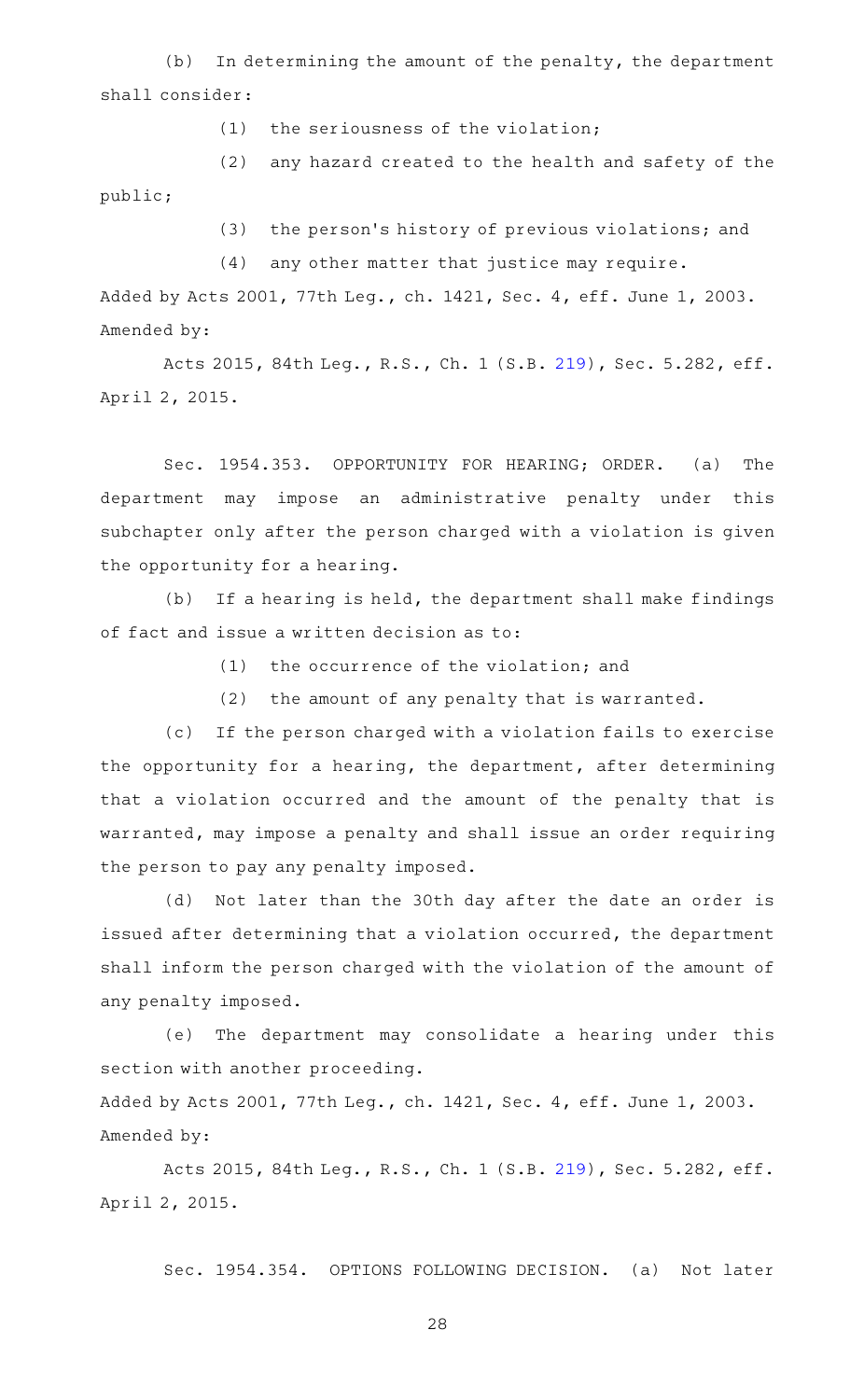(b) In determining the amount of the penalty, the department shall consider:

(1) the seriousness of the violation;

(2) any hazard created to the health and safety of the public;

(3) the person's history of previous violations; and

(4) any other matter that justice may require.

Added by Acts 2001, 77th Leg., ch. 1421, Sec. 4, eff. June 1, 2003.
Amended by:

Acts 2015, 84th Leg., R.S., Ch. 1 (S.B. 219), Sec. 5.282, eff. April 2, 2015.

Sec. 1954.353. OPPORTUNITY FOR HEARING; ORDER. (a) The department may impose an administrative penalty under this subchapter only after the person charged with a violation is given the opportunity for a hearing.

(b) If a hearing is held, the department shall make findings of fact and issue a written decision as to:

(1) the occurrence of the violation; and

(2) the amount of any penalty that is warranted.

(c) If the person charged with a violation fails to exercise the opportunity for a hearing, the department, after determining that a violation occurred and the amount of the penalty that is warranted, may impose a penalty and shall issue an order requiring the person to pay any penalty imposed.

(d) Not later than the 30th day after the date an order is issued after determining that a violation occurred, the department shall inform the person charged with the violation of the amount of any penalty imposed.

(e) The department may consolidate a hearing under this section with another proceeding.

Added by Acts 2001, 77th Leg., ch. 1421, Sec. 4, eff. June 1, 2003.
Amended by:

Acts 2015, 84th Leg., R.S., Ch. 1 (S.B. 219), Sec. 5.282, eff. April 2, 2015.

Sec. 1954.354. OPTIONS FOLLOWING DECISION. (a) Not later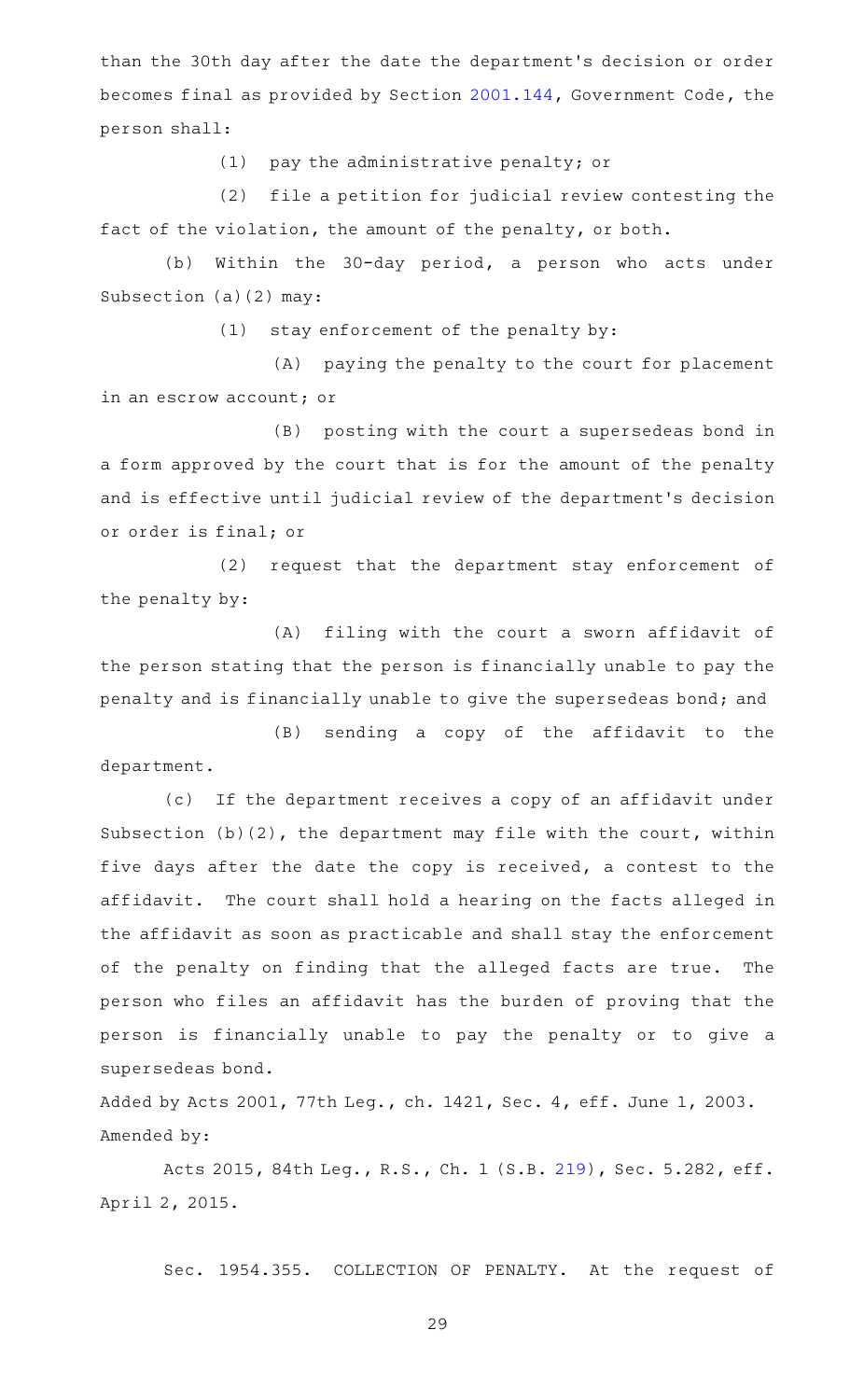than the 30th day after the date the department's decision or order becomes final as provided by Section 2001.144, Government Code, the person shall:

(1) pay the administrative penalty; or

(2) file a petition for judicial review contesting the fact of the violation, the amount of the penalty, or both.

(b) Within the 30-day period, a person who acts under Subsection (a)(2) may:

(1) stay enforcement of the penalty by:

(A) paying the penalty to the court for placement in an escrow account; or

(B) posting with the court a supersedeas bond in a form approved by the court that is for the amount of the penalty and is effective until judicial review of the department's decision or order is final; or

(2) request that the department stay enforcement of the penalty by:

(A) filing with the court a sworn affidavit of the person stating that the person is financially unable to pay the penalty and is financially unable to give the supersedeas bond; and

(B) sending a copy of the affidavit to the department.

(c) If the department receives a copy of an affidavit under Subsection (b)(2), the department may file with the court, within five days after the date the copy is received, a contest to the affidavit. The court shall hold a hearing on the facts alleged in the affidavit as soon as practicable and shall stay the enforcement of the penalty on finding that the alleged facts are true. The person who files an affidavit has the burden of proving that the person is financially unable to pay the penalty or to give a supersedeas bond.

Added by Acts 2001, 77th Leg., ch. 1421, Sec. 4, eff. June 1, 2003.
Amended by:

Acts 2015, 84th Leg., R.S., Ch. 1 (S.B. 219), Sec. 5.282, eff. April 2, 2015.

Sec. 1954.355. COLLECTION OF PENALTY. At the request of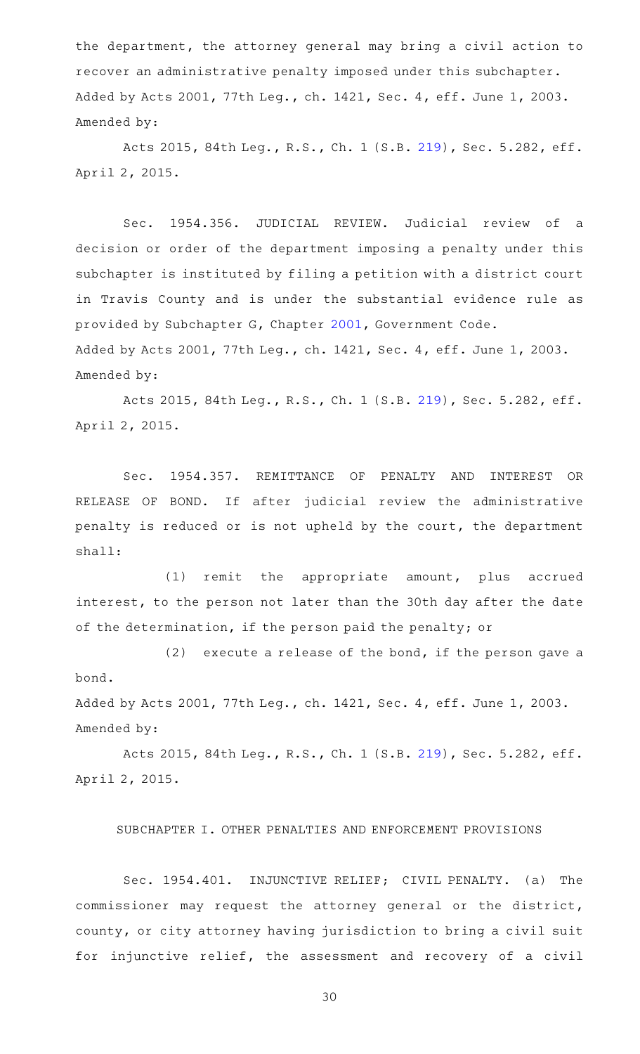the department, the attorney general may bring a civil action to recover an administrative penalty imposed under this subchapter.

Added by Acts 2001, 77th Leg., ch. 1421, Sec. 4, eff. June 1, 2003.

Amended by:

Acts 2015, 84th Leg., R.S., Ch. 1 (S.B. 219), Sec. 5.282, eff. April 2, 2015.

Sec. 1954.356. JUDICIAL REVIEW. Judicial review of a decision or order of the department imposing a penalty under this subchapter is instituted by filing a petition with a district court in Travis County and is under the substantial evidence rule as provided by Subchapter G, Chapter 2001, Government Code.

Added by Acts 2001, 77th Leg., ch. 1421, Sec. 4, eff. June 1, 2003.

Amended by:

Acts 2015, 84th Leg., R.S., Ch. 1 (S.B. 219), Sec. 5.282, eff. April 2, 2015.

Sec. 1954.357. REMITTANCE OF PENALTY AND INTEREST OR RELEASE OF BOND. If after judicial review the administrative penalty is reduced or is not upheld by the court, the department shall:

(1) remit the appropriate amount, plus accrued interest, to the person not later than the 30th day after the date of the determination, if the person paid the penalty; or

(2) execute a release of the bond, if the person gave a bond.

Added by Acts 2001, 77th Leg., ch. 1421, Sec. 4, eff. June 1, 2003.

Amended by:

Acts 2015, 84th Leg., R.S., Ch. 1 (S.B. 219), Sec. 5.282, eff. April 2, 2015.

SUBCHAPTER I. OTHER PENALTIES AND ENFORCEMENT PROVISIONS

Sec. 1954.401. INJUNCTIVE RELIEF; CIVIL PENALTY. (a) The commissioner may request the attorney general or the district, county, or city attorney having jurisdiction to bring a civil suit for injunctive relief, the assessment and recovery of a civil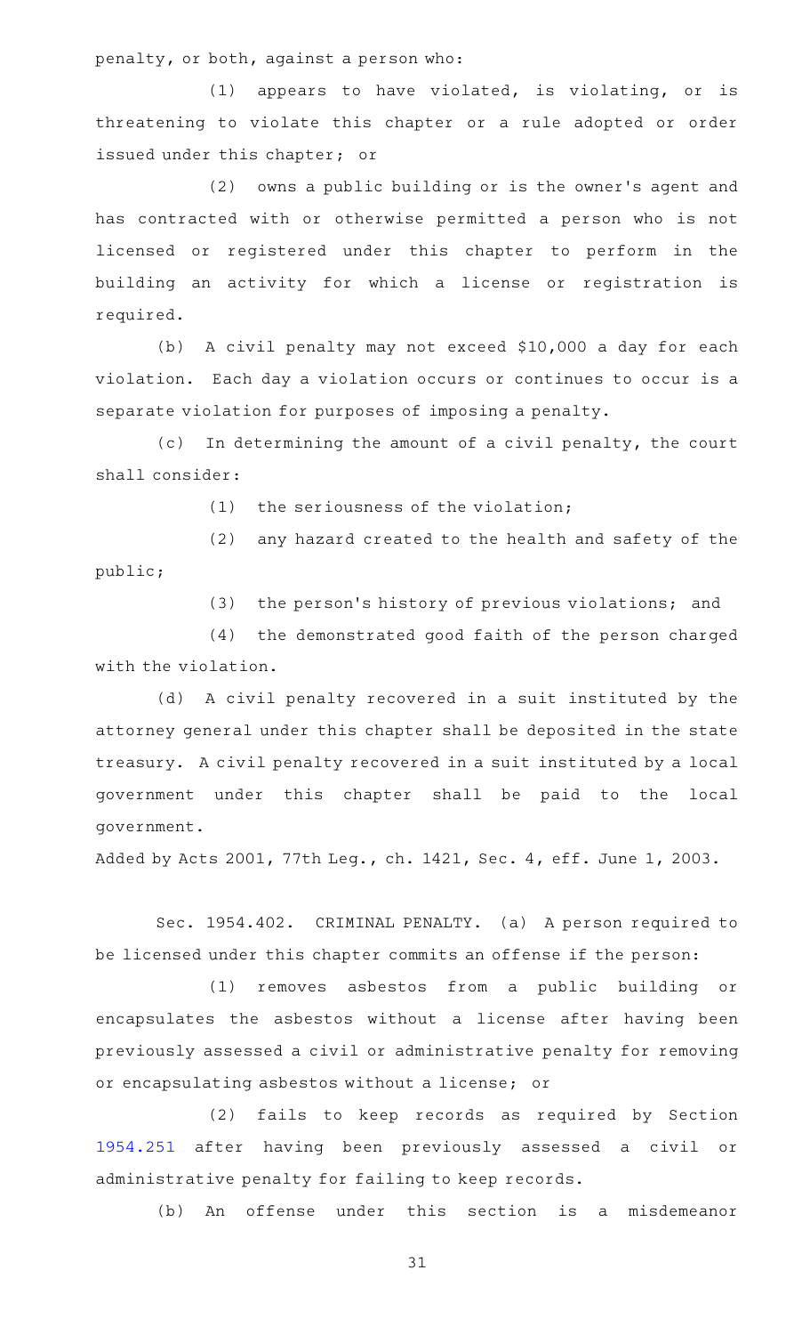penalty, or both, against a person who:

(1) appears to have violated, is violating, or is threatening to violate this chapter or a rule adopted or order issued under this chapter; or

(2) owns a public building or is the owner's agent and has contracted with or otherwise permitted a person who is not licensed or registered under this chapter to perform in the building an activity for which a license or registration is required.

(b) A civil penalty may not exceed $10,000 a day for each violation. Each day a violation occurs or continues to occur is a separate violation for purposes of imposing a penalty.

(c) In determining the amount of a civil penalty, the court shall consider:

(1) the seriousness of the violation;

(2) any hazard created to the health and safety of the public;

(3) the person's history of previous violations; and

(4) the demonstrated good faith of the person charged with the violation.

(d) A civil penalty recovered in a suit instituted by the attorney general under this chapter shall be deposited in the state treasury. A civil penalty recovered in a suit instituted by a local government under this chapter shall be paid to the local government.

Added by Acts 2001, 77th Leg., ch. 1421, Sec. 4, eff. June 1, 2003.

Sec. 1954.402. CRIMINAL PENALTY. (a) A person required to be licensed under this chapter commits an offense if the person:

(1) removes asbestos from a public building or encapsulates the asbestos without a license after having been previously assessed a civil or administrative penalty for removing or encapsulating asbestos without a license; or

(2) fails to keep records as required by Section 1954.251 after having been previously assessed a civil or administrative penalty for failing to keep records.

(b) An offense under this section is a misdemeanor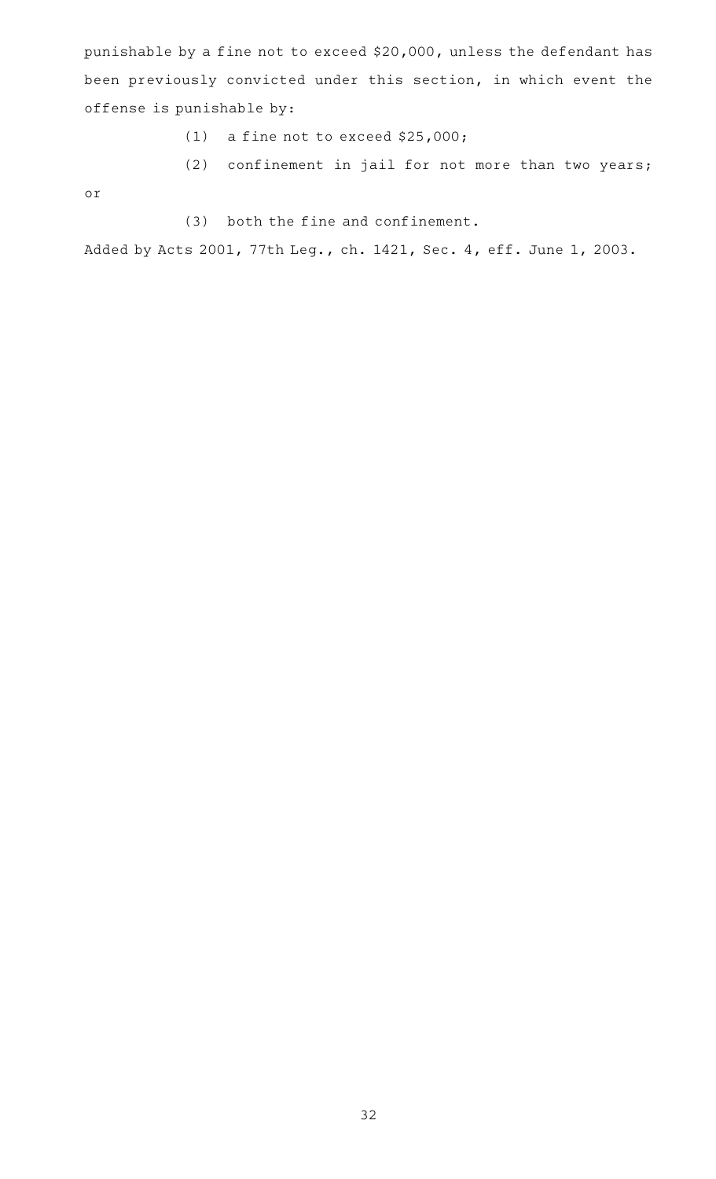punishable by a fine not to exceed $20,000, unless the defendant has been previously convicted under this section, in which event the offense is punishable by:

(1) a fine not to exceed $25,000;

(2) confinement in jail for not more than two years; or

(3) both the fine and confinement.

Added by Acts 2001, 77th Leg., ch. 1421, Sec. 4, eff. June 1, 2003.